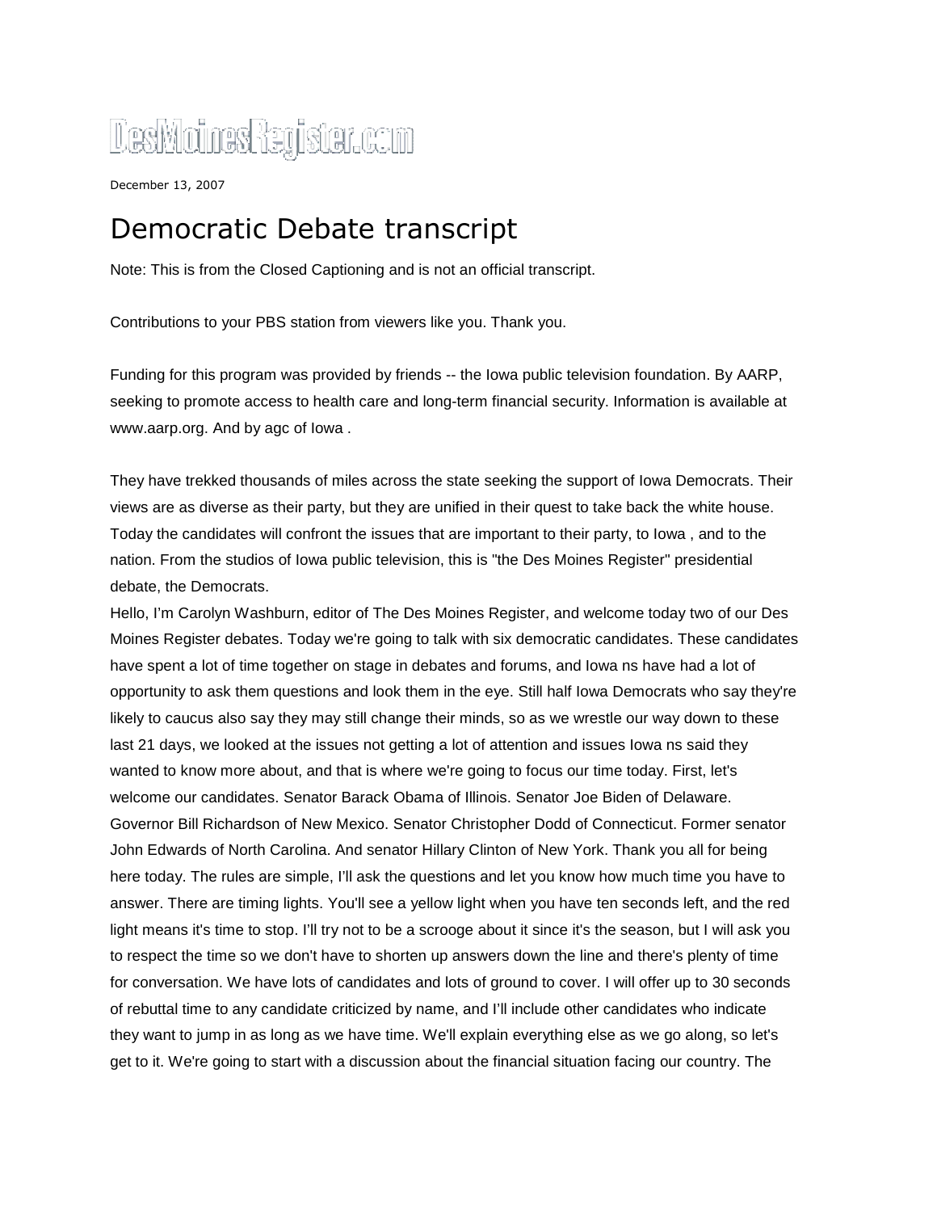DesMoinesRegister.com

December 13, 2007

# Democratic Debate transcript

Note: This is from the Closed Captioning and is not an official transcript.

Contributions to your PBS station from viewers like you. Thank you.

Funding for this program was provided by friends -- the Iowa public television foundation. By AARP, seeking to promote access to health care and long-term financial security. Information is available at www.aarp.org. And by agc of Iowa .

They have trekked thousands of miles across the state seeking the support of Iowa Democrats. Their views are as diverse as their party, but they are unified in their quest to take back the white house. Today the candidates will confront the issues that are important to their party, to Iowa , and to the nation. From the studios of Iowa public television, this is "the Des Moines Register" presidential debate, the Democrats.
Hello, I'm Carolyn Washburn, editor of The Des Moines Register, and welcome today two of our Des Moines Register debates. Today we're going to talk with six democratic candidates. These candidates have spent a lot of time together on stage in debates and forums, and Iowa ns have had a lot of opportunity to ask them questions and look them in the eye. Still half Iowa Democrats who say they're likely to caucus also say they may still change their minds, so as we wrestle our way down to these last 21 days, we looked at the issues not getting a lot of attention and issues Iowa ns said they wanted to know more about, and that is where we're going to focus our time today. First, let's welcome our candidates. Senator Barack Obama of Illinois. Senator Joe Biden of Delaware. Governor Bill Richardson of New Mexico. Senator Christopher Dodd of Connecticut. Former senator John Edwards of North Carolina. And senator Hillary Clinton of New York. Thank you all for being here today. The rules are simple, I'll ask the questions and let you know how much time you have to answer. There are timing lights. You'll see a yellow light when you have ten seconds left, and the red light means it's time to stop. I'll try not to be a scrooge about it since it's the season, but I will ask you to respect the time so we don't have to shorten up answers down the line and there's plenty of time for conversation. We have lots of candidates and lots of ground to cover. I will offer up to 30 seconds of rebuttal time to any candidate criticized by name, and I'll include other candidates who indicate they want to jump in as long as we have time. We'll explain everything else as we go along, so let's get to it. We're going to start with a discussion about the financial situation facing our country. The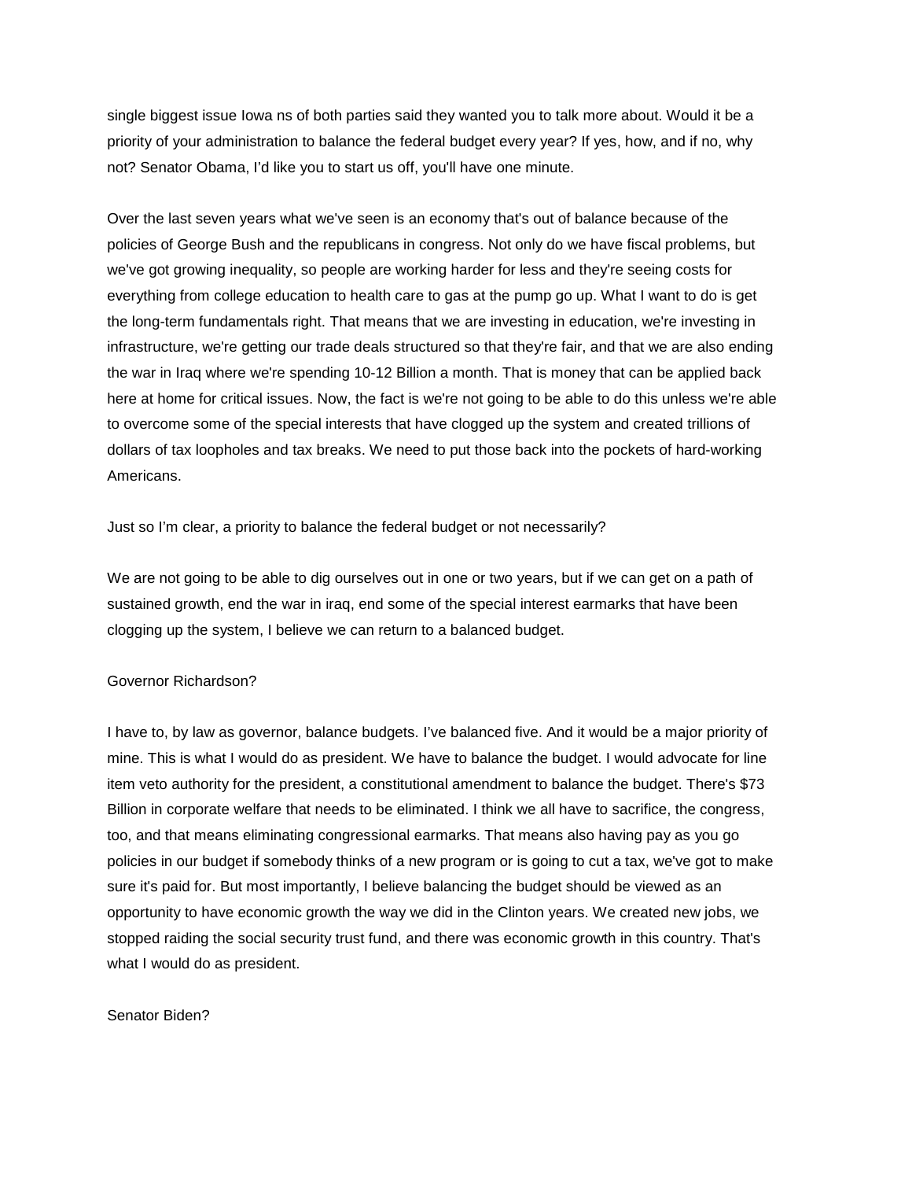single biggest issue Iowa ns of both parties said they wanted you to talk more about. Would it be a priority of your administration to balance the federal budget every year? If yes, how, and if no, why not? Senator Obama, I'd like you to start us off, you'll have one minute.

Over the last seven years what we've seen is an economy that's out of balance because of the policies of George Bush and the republicans in congress. Not only do we have fiscal problems, but we've got growing inequality, so people are working harder for less and they're seeing costs for everything from college education to health care to gas at the pump go up. What I want to do is get the long-term fundamentals right. That means that we are investing in education, we're investing in infrastructure, we're getting our trade deals structured so that they're fair, and that we are also ending the war in Iraq where we're spending 10-12 Billion a month. That is money that can be applied back here at home for critical issues. Now, the fact is we're not going to be able to do this unless we're able to overcome some of the special interests that have clogged up the system and created trillions of dollars of tax loopholes and tax breaks. We need to put those back into the pockets of hard-working Americans.

Just so I'm clear, a priority to balance the federal budget or not necessarily?

We are not going to be able to dig ourselves out in one or two years, but if we can get on a path of sustained growth, end the war in iraq, end some of the special interest earmarks that have been clogging up the system, I believe we can return to a balanced budget.

Governor Richardson?

I have to, by law as governor, balance budgets. I've balanced five. And it would be a major priority of mine. This is what I would do as president. We have to balance the budget. I would advocate for line item veto authority for the president, a constitutional amendment to balance the budget. There's $73 Billion in corporate welfare that needs to be eliminated. I think we all have to sacrifice, the congress, too, and that means eliminating congressional earmarks. That means also having pay as you go policies in our budget if somebody thinks of a new program or is going to cut a tax, we've got to make sure it's paid for. But most importantly, I believe balancing the budget should be viewed as an opportunity to have economic growth the way we did in the Clinton years. We created new jobs, we stopped raiding the social security trust fund, and there was economic growth in this country. That's what I would do as president.

Senator Biden?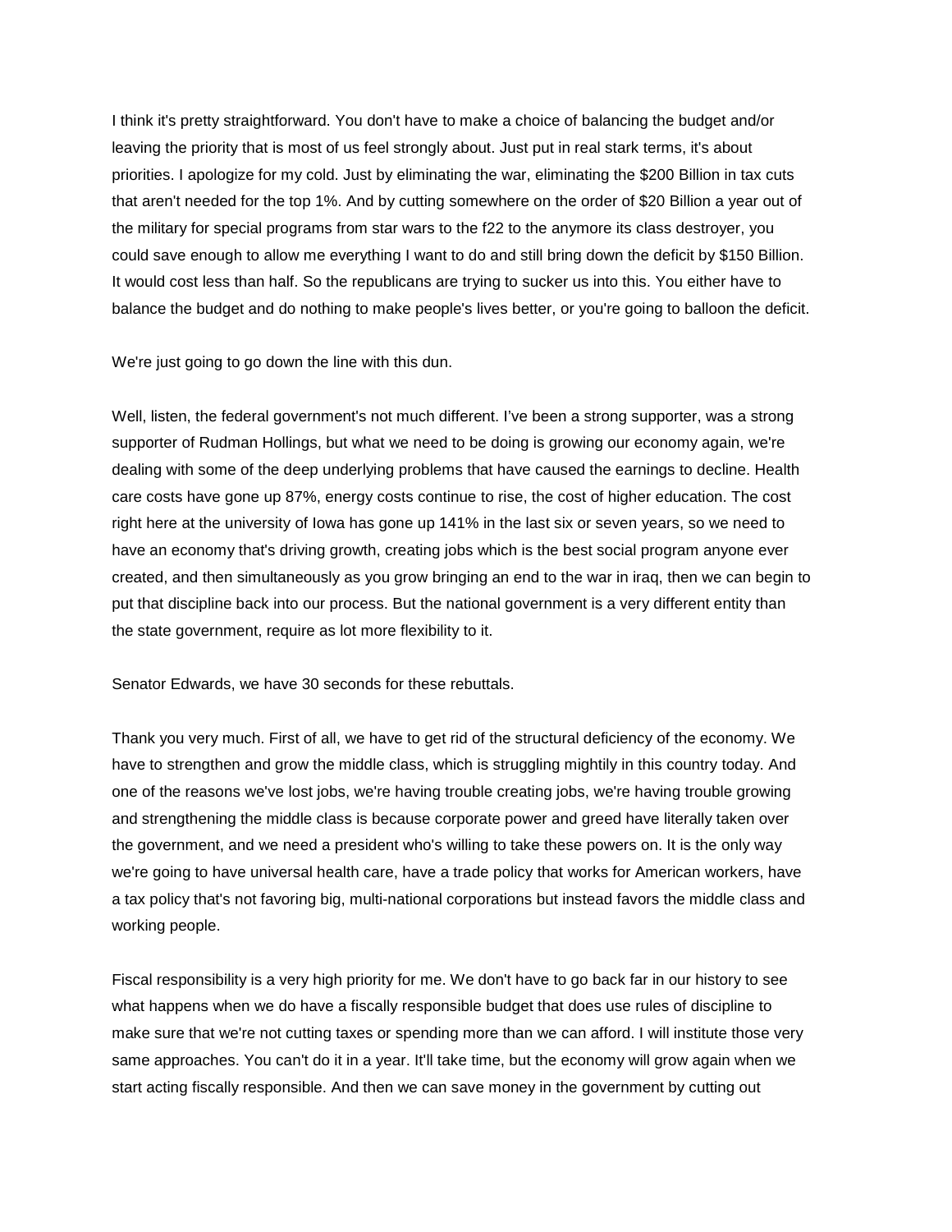I think it's pretty straightforward. You don't have to make a choice of balancing the budget and/or leaving the priority that is most of us feel strongly about. Just put in real stark terms, it's about priorities. I apologize for my cold. Just by eliminating the war, eliminating the $200 Billion in tax cuts that aren't needed for the top 1%. And by cutting somewhere on the order of $20 Billion a year out of the military for special programs from star wars to the f22 to the anymore its class destroyer, you could save enough to allow me everything I want to do and still bring down the deficit by $150 Billion. It would cost less than half. So the republicans are trying to sucker us into this. You either have to balance the budget and do nothing to make people's lives better, or you're going to balloon the deficit.

We're just going to go down the line with this dun.

Well, listen, the federal government's not much different. I've been a strong supporter, was a strong supporter of Rudman Hollings, but what we need to be doing is growing our economy again, we're dealing with some of the deep underlying problems that have caused the earnings to decline. Health care costs have gone up 87%, energy costs continue to rise, the cost of higher education. The cost right here at the university of Iowa has gone up 141% in the last six or seven years, so we need to have an economy that's driving growth, creating jobs which is the best social program anyone ever created, and then simultaneously as you grow bringing an end to the war in iraq, then we can begin to put that discipline back into our process. But the national government is a very different entity than the state government, require as lot more flexibility to it.

Senator Edwards, we have 30 seconds for these rebuttals.

Thank you very much. First of all, we have to get rid of the structural deficiency of the economy. We have to strengthen and grow the middle class, which is struggling mightily in this country today. And one of the reasons we've lost jobs, we're having trouble creating jobs, we're having trouble growing and strengthening the middle class is because corporate power and greed have literally taken over the government, and we need a president who's willing to take these powers on. It is the only way we're going to have universal health care, have a trade policy that works for American workers, have a tax policy that's not favoring big, multi-national corporations but instead favors the middle class and working people.

Fiscal responsibility is a very high priority for me. We don't have to go back far in our history to see what happens when we do have a fiscally responsible budget that does use rules of discipline to make sure that we're not cutting taxes or spending more than we can afford. I will institute those very same approaches. You can't do it in a year. It'll take time, but the economy will grow again when we start acting fiscally responsible. And then we can save money in the government by cutting out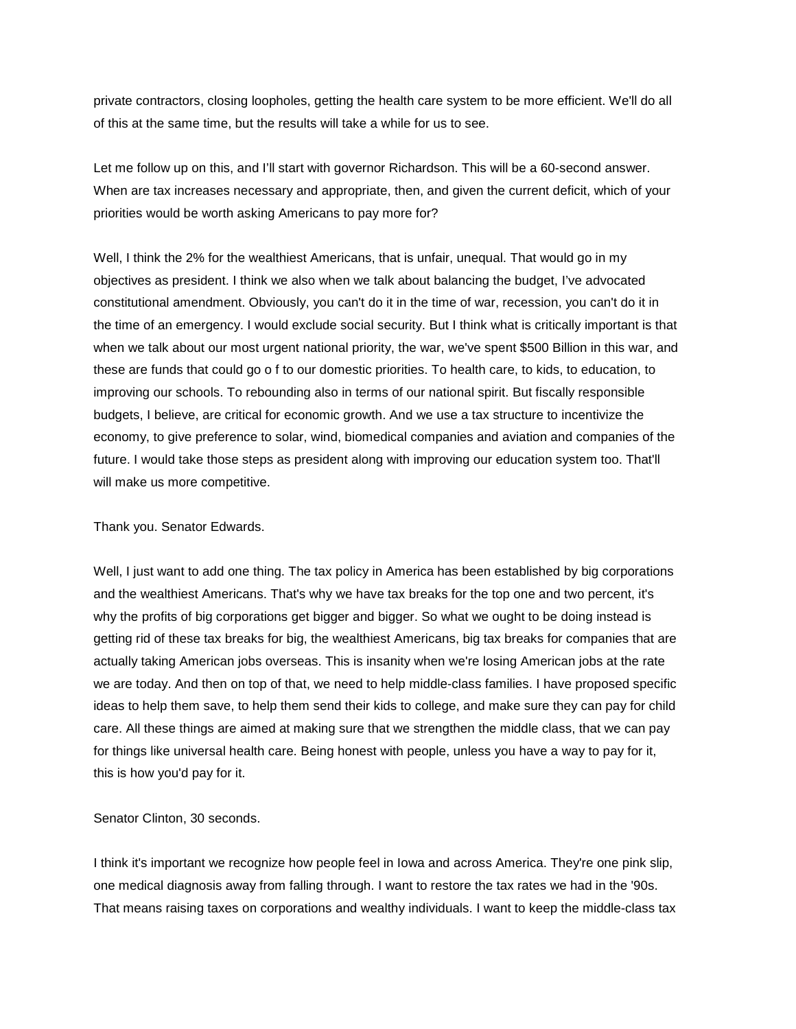private contractors, closing loopholes, getting the health care system to be more efficient. We'll do all of this at the same time, but the results will take a while for us to see.

Let me follow up on this, and I'll start with governor Richardson. This will be a 60-second answer. When are tax increases necessary and appropriate, then, and given the current deficit, which of your priorities would be worth asking Americans to pay more for?

Well, I think the 2% for the wealthiest Americans, that is unfair, unequal. That would go in my objectives as president. I think we also when we talk about balancing the budget, I've advocated constitutional amendment. Obviously, you can't do it in the time of war, recession, you can't do it in the time of an emergency. I would exclude social security. But I think what is critically important is that when we talk about our most urgent national priority, the war, we've spent $500 Billion in this war, and these are funds that could go o f to our domestic priorities. To health care, to kids, to education, to improving our schools. To rebounding also in terms of our national spirit. But fiscally responsible budgets, I believe, are critical for economic growth. And we use a tax structure to incentivize the economy, to give preference to solar, wind, biomedical companies and aviation and companies of the future. I would take those steps as president along with improving our education system too. That'll will make us more competitive.

Thank you. Senator Edwards.

Well, I just want to add one thing. The tax policy in America has been established by big corporations and the wealthiest Americans. That's why we have tax breaks for the top one and two percent, it's why the profits of big corporations get bigger and bigger. So what we ought to be doing instead is getting rid of these tax breaks for big, the wealthiest Americans, big tax breaks for companies that are actually taking American jobs overseas. This is insanity when we're losing American jobs at the rate we are today. And then on top of that, we need to help middle-class families. I have proposed specific ideas to help them save, to help them send their kids to college, and make sure they can pay for child care. All these things are aimed at making sure that we strengthen the middle class, that we can pay for things like universal health care. Being honest with people, unless you have a way to pay for it, this is how you'd pay for it.

Senator Clinton, 30 seconds.

I think it's important we recognize how people feel in Iowa and across America. They're one pink slip, one medical diagnosis away from falling through. I want to restore the tax rates we had in the '90s. That means raising taxes on corporations and wealthy individuals. I want to keep the middle-class tax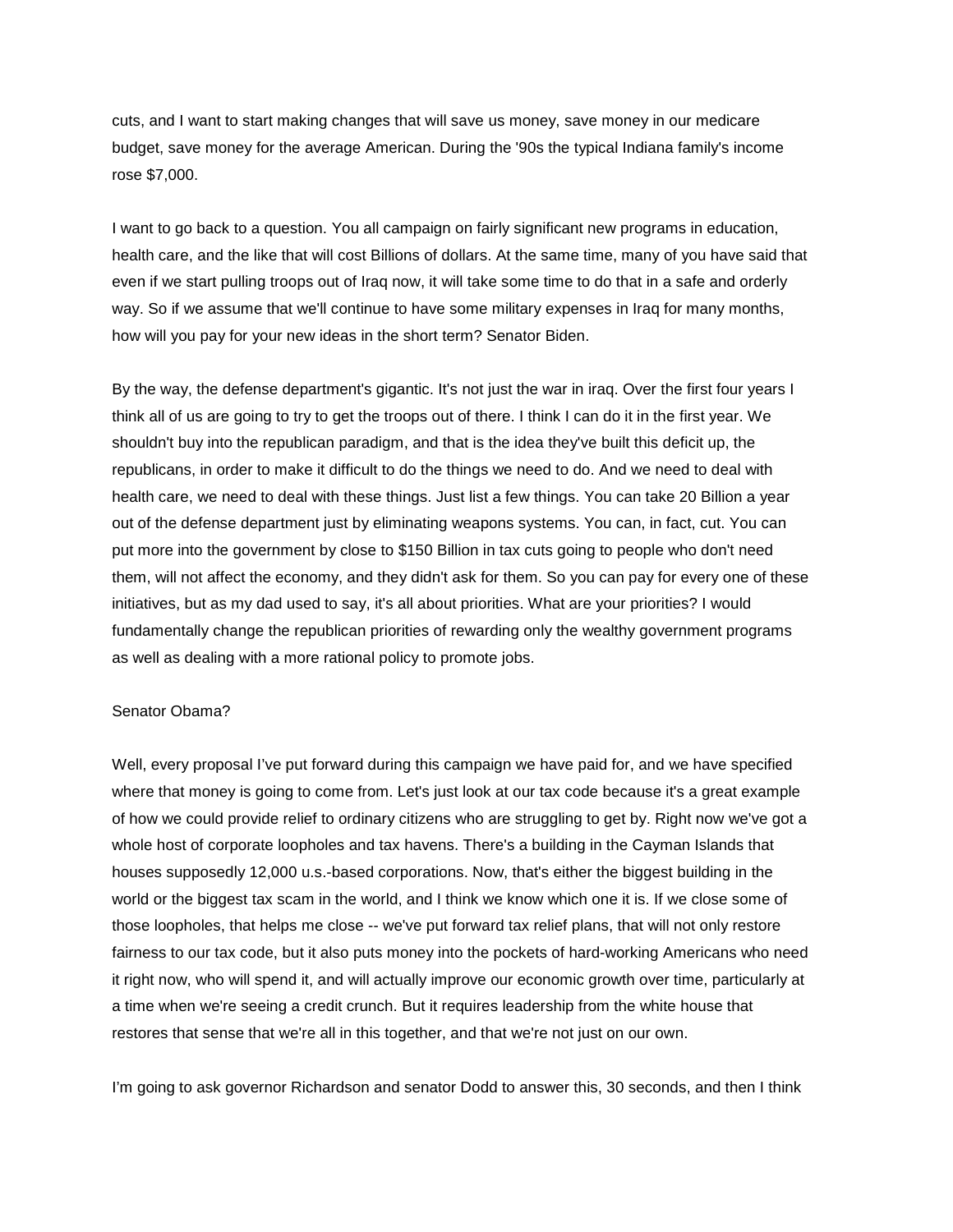cuts, and I want to start making changes that will save us money, save money in our medicare budget, save money for the average American. During the '90s the typical Indiana family's income rose $7,000.

I want to go back to a question. You all campaign on fairly significant new programs in education, health care, and the like that will cost Billions of dollars. At the same time, many of you have said that even if we start pulling troops out of Iraq now, it will take some time to do that in a safe and orderly way. So if we assume that we'll continue to have some military expenses in Iraq for many months, how will you pay for your new ideas in the short term? Senator Biden.

By the way, the defense department's gigantic. It's not just the war in iraq. Over the first four years I think all of us are going to try to get the troops out of there. I think I can do it in the first year. We shouldn't buy into the republican paradigm, and that is the idea they've built this deficit up, the republicans, in order to make it difficult to do the things we need to do. And we need to deal with health care, we need to deal with these things. Just list a few things. You can take 20 Billion a year out of the defense department just by eliminating weapons systems. You can, in fact, cut. You can put more into the government by close to $150 Billion in tax cuts going to people who don't need them, will not affect the economy, and they didn't ask for them. So you can pay for every one of these initiatives, but as my dad used to say, it's all about priorities. What are your priorities? I would fundamentally change the republican priorities of rewarding only the wealthy government programs as well as dealing with a more rational policy to promote jobs.

Senator Obama?

Well, every proposal I've put forward during this campaign we have paid for, and we have specified where that money is going to come from. Let's just look at our tax code because it's a great example of how we could provide relief to ordinary citizens who are struggling to get by. Right now we've got a whole host of corporate loopholes and tax havens. There's a building in the Cayman Islands that houses supposedly 12,000 u.s.-based corporations. Now, that's either the biggest building in the world or the biggest tax scam in the world, and I think we know which one it is. If we close some of those loopholes, that helps me close -- we've put forward tax relief plans, that will not only restore fairness to our tax code, but it also puts money into the pockets of hard-working Americans who need it right now, who will spend it, and will actually improve our economic growth over time, particularly at a time when we're seeing a credit crunch. But it requires leadership from the white house that restores that sense that we're all in this together, and that we're not just on our own.

I'm going to ask governor Richardson and senator Dodd to answer this, 30 seconds, and then I think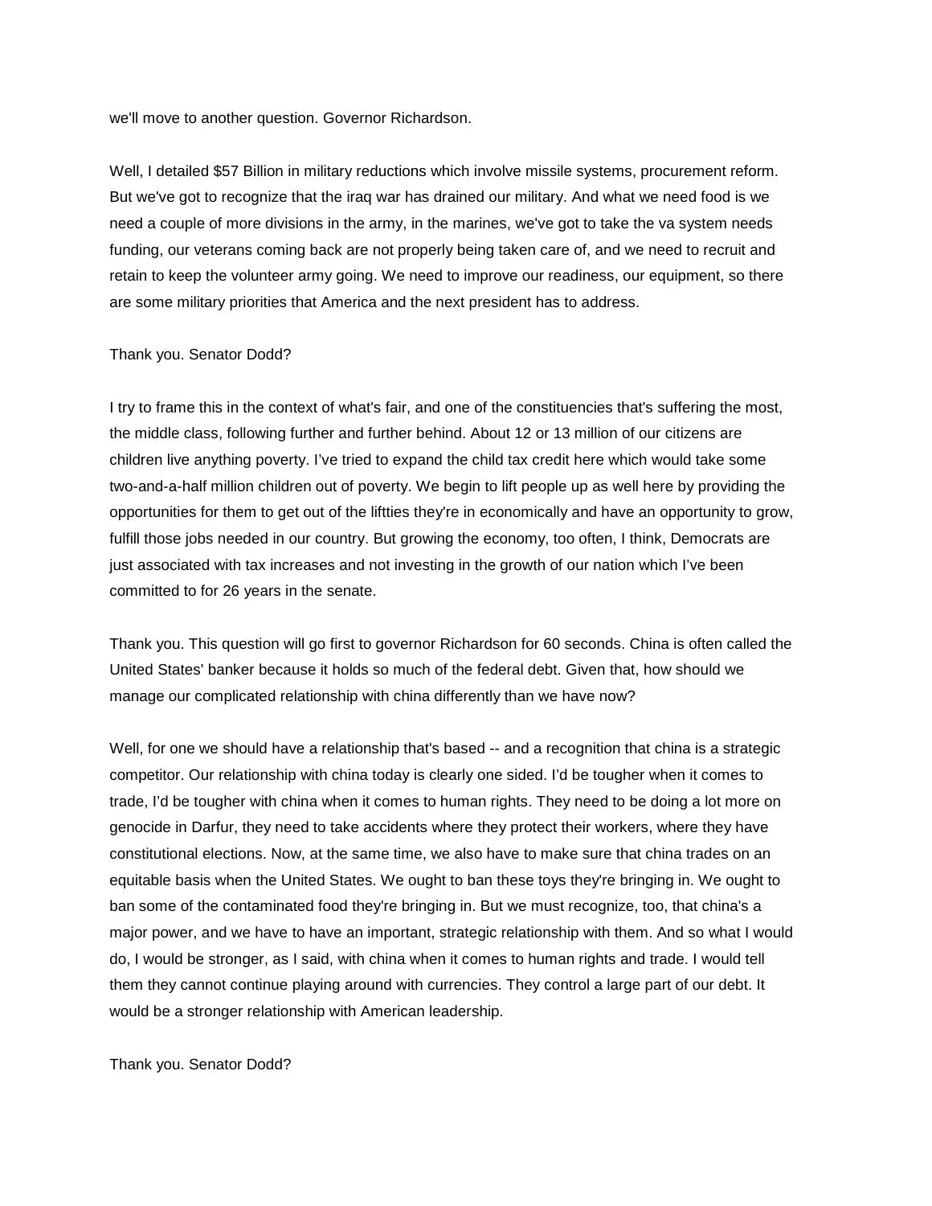we'll move to another question. Governor Richardson.

Well, I detailed $57 Billion in military reductions which involve missile systems, procurement reform. But we've got to recognize that the iraq war has drained our military. And what we need food is we need a couple of more divisions in the army, in the marines, we've got to take the va system needs funding, our veterans coming back are not properly being taken care of, and we need to recruit and retain to keep the volunteer army going. We need to improve our readiness, our equipment, so there are some military priorities that America and the next president has to address.

Thank you. Senator Dodd?

I try to frame this in the context of what's fair, and one of the constituencies that's suffering the most, the middle class, following further and further behind. About 12 or 13 million of our citizens are children live anything poverty. I've tried to expand the child tax credit here which would take some two-and-a-half million children out of poverty. We begin to lift people up as well here by providing the opportunities for them to get out of the liftties they're in economically and have an opportunity to grow, fulfill those jobs needed in our country. But growing the economy, too often, I think, Democrats are just associated with tax increases and not investing in the growth of our nation which I've been committed to for 26 years in the senate.

Thank you. This question will go first to governor Richardson for 60 seconds. China is often called the United States' banker because it holds so much of the federal debt. Given that, how should we manage our complicated relationship with china differently than we have now?

Well, for one we should have a relationship that's based -- and a recognition that china is a strategic competitor. Our relationship with china today is clearly one sided. I'd be tougher when it comes to trade, I'd be tougher with china when it comes to human rights. They need to be doing a lot more on genocide in Darfur, they need to take accidents where they protect their workers, where they have constitutional elections. Now, at the same time, we also have to make sure that china trades on an equitable basis when the United States. We ought to ban these toys they're bringing in. We ought to ban some of the contaminated food they're bringing in. But we must recognize, too, that china's a major power, and we have to have an important, strategic relationship with them. And so what I would do, I would be stronger, as I said, with china when it comes to human rights and trade. I would tell them they cannot continue playing around with currencies. They control a large part of our debt. It would be a stronger relationship with American leadership.

Thank you. Senator Dodd?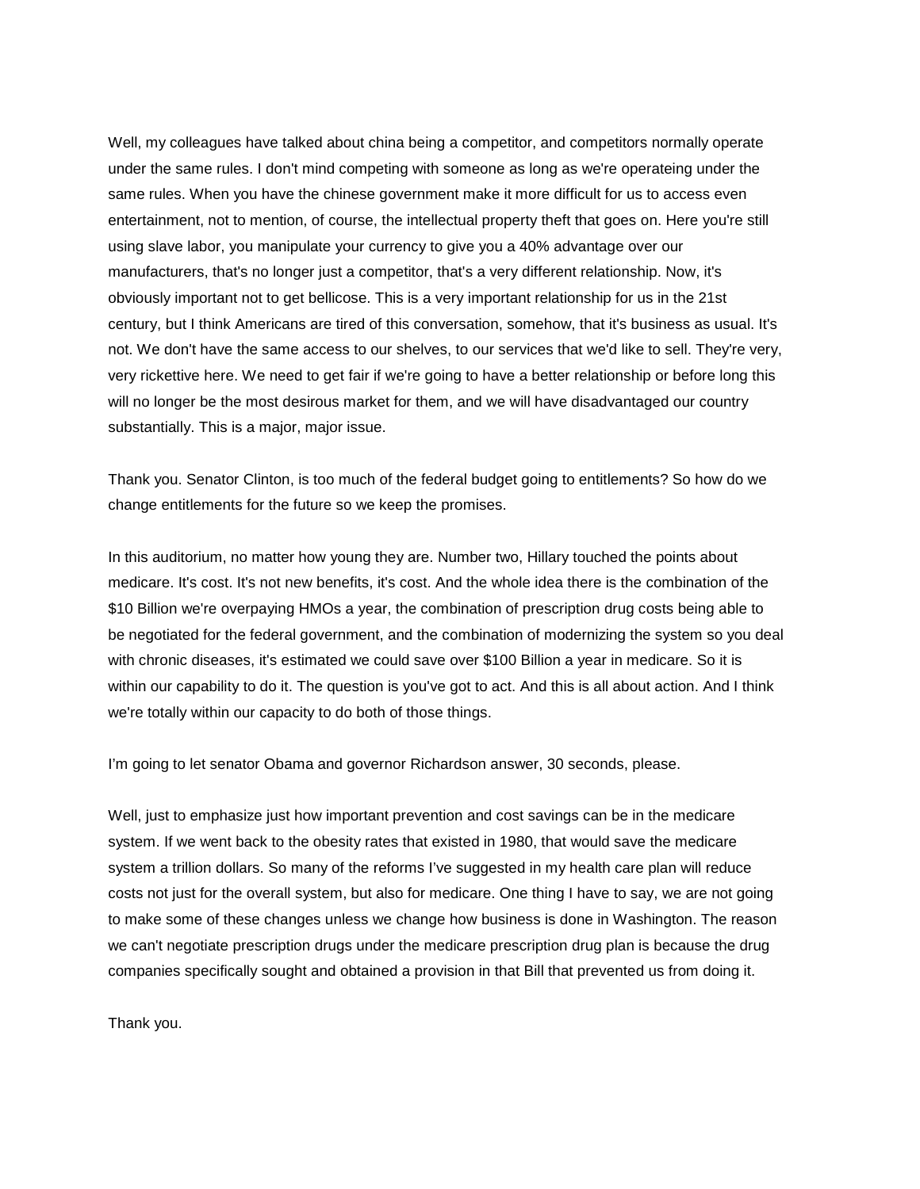Well, my colleagues have talked about china being a competitor, and competitors normally operate under the same rules. I don't mind competing with someone as long as we're operateing under the same rules. When you have the chinese government make it more difficult for us to access even entertainment, not to mention, of course, the intellectual property theft that goes on. Here you're still using slave labor, you manipulate your currency to give you a 40% advantage over our manufacturers, that's no longer just a competitor, that's a very different relationship. Now, it's obviously important not to get bellicose. This is a very important relationship for us in the 21st century, but I think Americans are tired of this conversation, somehow, that it's business as usual. It's not. We don't have the same access to our shelves, to our services that we'd like to sell. They're very, very rickettive here. We need to get fair if we're going to have a better relationship or before long this will no longer be the most desirous market for them, and we will have disadvantaged our country substantially. This is a major, major issue.

Thank you. Senator Clinton, is too much of the federal budget going to entitlements? So how do we change entitlements for the future so we keep the promises.

In this auditorium, no matter how young they are. Number two, Hillary touched the points about medicare. It's cost. It's not new benefits, it's cost. And the whole idea there is the combination of the $10 Billion we're overpaying HMOs a year, the combination of prescription drug costs being able to be negotiated for the federal government, and the combination of modernizing the system so you deal with chronic diseases, it's estimated we could save over $100 Billion a year in medicare. So it is within our capability to do it. The question is you've got to act. And this is all about action. And I think we're totally within our capacity to do both of those things.

I'm going to let senator Obama and governor Richardson answer, 30 seconds, please.

Well, just to emphasize just how important prevention and cost savings can be in the medicare system. If we went back to the obesity rates that existed in 1980, that would save the medicare system a trillion dollars. So many of the reforms I've suggested in my health care plan will reduce costs not just for the overall system, but also for medicare. One thing I have to say, we are not going to make some of these changes unless we change how business is done in Washington. The reason we can't negotiate prescription drugs under the medicare prescription drug plan is because the drug companies specifically sought and obtained a provision in that Bill that prevented us from doing it.

Thank you.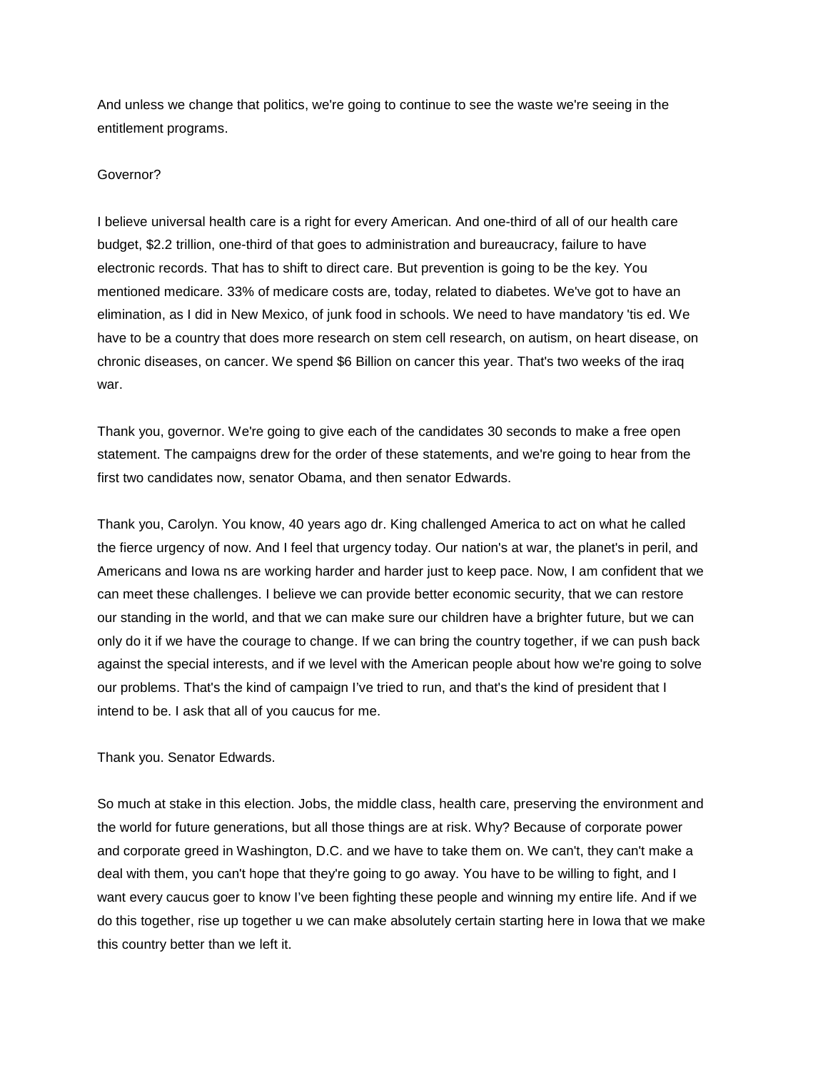And unless we change that politics, we're going to continue to see the waste we're seeing in the entitlement programs.

Governor?

I believe universal health care is a right for every American. And one-third of all of our health care budget, $2.2 trillion, one-third of that goes to administration and bureaucracy, failure to have electronic records. That has to shift to direct care. But prevention is going to be the key. You mentioned medicare. 33% of medicare costs are, today, related to diabetes. We've got to have an elimination, as I did in New Mexico, of junk food in schools. We need to have mandatory 'tis ed. We have to be a country that does more research on stem cell research, on autism, on heart disease, on chronic diseases, on cancer. We spend $6 Billion on cancer this year. That's two weeks of the iraq war.

Thank you, governor. We're going to give each of the candidates 30 seconds to make a free open statement. The campaigns drew for the order of these statements, and we're going to hear from the first two candidates now, senator Obama, and then senator Edwards.

Thank you, Carolyn. You know, 40 years ago dr. King challenged America to act on what he called the fierce urgency of now. And I feel that urgency today. Our nation's at war, the planet's in peril, and Americans and Iowa ns are working harder and harder just to keep pace. Now, I am confident that we can meet these challenges. I believe we can provide better economic security, that we can restore our standing in the world, and that we can make sure our children have a brighter future, but we can only do it if we have the courage to change. If we can bring the country together, if we can push back against the special interests, and if we level with the American people about how we're going to solve our problems. That's the kind of campaign I've tried to run, and that's the kind of president that I intend to be. I ask that all of you caucus for me.

Thank you. Senator Edwards.

So much at stake in this election. Jobs, the middle class, health care, preserving the environment and the world for future generations, but all those things are at risk. Why? Because of corporate power and corporate greed in Washington, D.C. and we have to take them on. We can't, they can't make a deal with them, you can't hope that they're going to go away. You have to be willing to fight, and I want every caucus goer to know I've been fighting these people and winning my entire life. And if we do this together, rise up together u we can make absolutely certain starting here in Iowa that we make this country better than we left it.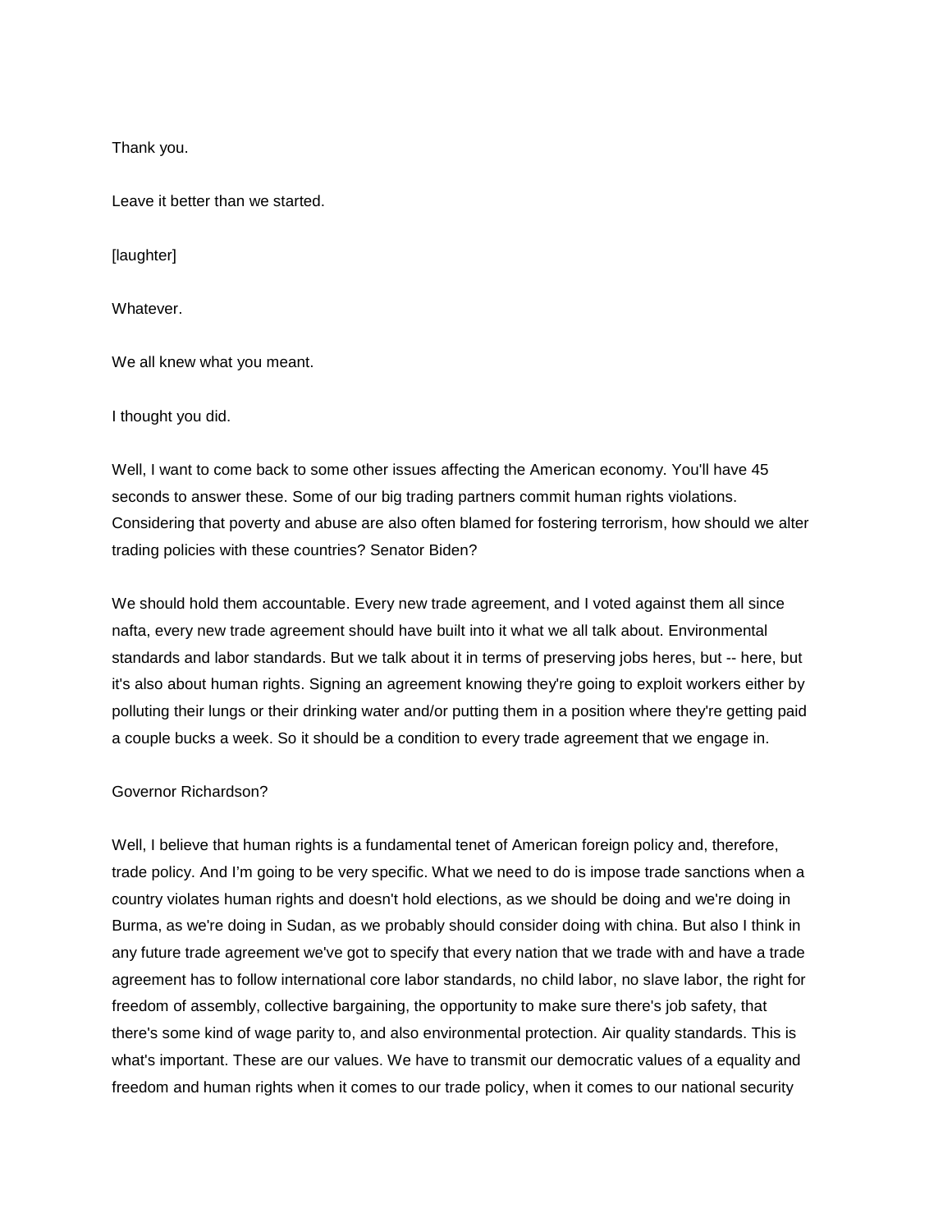Thank you.

Leave it better than we started.

[laughter]

Whatever.

We all knew what you meant.

I thought you did.

Well, I want to come back to some other issues affecting the American economy. You'll have 45 seconds to answer these. Some of our big trading partners commit human rights violations. Considering that poverty and abuse are also often blamed for fostering terrorism, how should we alter trading policies with these countries? Senator Biden?

We should hold them accountable. Every new trade agreement, and I voted against them all since nafta, every new trade agreement should have built into it what we all talk about. Environmental standards and labor standards. But we talk about it in terms of preserving jobs heres, but -- here, but it's also about human rights. Signing an agreement knowing they're going to exploit workers either by polluting their lungs or their drinking water and/or putting them in a position where they're getting paid a couple bucks a week. So it should be a condition to every trade agreement that we engage in.

Governor Richardson?

Well, I believe that human rights is a fundamental tenet of American foreign policy and, therefore, trade policy. And I'm going to be very specific. What we need to do is impose trade sanctions when a country violates human rights and doesn't hold elections, as we should be doing and we're doing in Burma, as we're doing in Sudan, as we probably should consider doing with china. But also I think in any future trade agreement we've got to specify that every nation that we trade with and have a trade agreement has to follow international core labor standards, no child labor, no slave labor, the right for freedom of assembly, collective bargaining, the opportunity to make sure there's job safety, that there's some kind of wage parity to, and also environmental protection. Air quality standards. This is what's important. These are our values. We have to transmit our democratic values of a equality and freedom and human rights when it comes to our trade policy, when it comes to our national security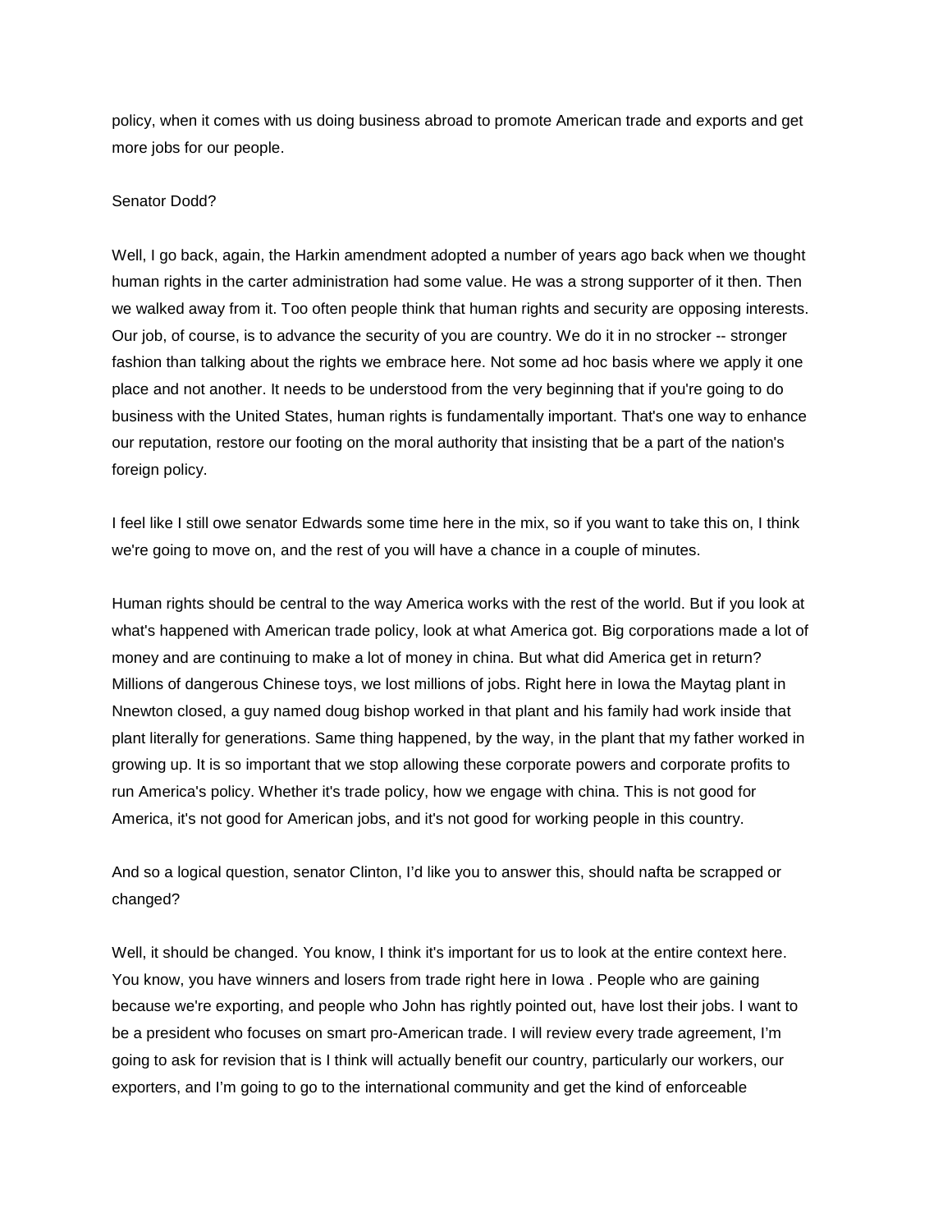policy, when it comes with us doing business abroad to promote American trade and exports and get more jobs for our people.

Senator Dodd?

Well, I go back, again, the Harkin amendment adopted a number of years ago back when we thought human rights in the carter administration had some value. He was a strong supporter of it then. Then we walked away from it. Too often people think that human rights and security are opposing interests. Our job, of course, is to advance the security of you are country. We do it in no strocker -- stronger fashion than talking about the rights we embrace here. Not some ad hoc basis where we apply it one place and not another. It needs to be understood from the very beginning that if you're going to do business with the United States, human rights is fundamentally important. That's one way to enhance our reputation, restore our footing on the moral authority that insisting that be a part of the nation's foreign policy.

I feel like I still owe senator Edwards some time here in the mix, so if you want to take this on, I think we're going to move on, and the rest of you will have a chance in a couple of minutes.

Human rights should be central to the way America works with the rest of the world. But if you look at what's happened with American trade policy, look at what America got. Big corporations made a lot of money and are continuing to make a lot of money in china. But what did America get in return? Millions of dangerous Chinese toys, we lost millions of jobs. Right here in Iowa the Maytag plant in Nnewton closed, a guy named doug bishop worked in that plant and his family had work inside that plant literally for generations. Same thing happened, by the way, in the plant that my father worked in growing up. It is so important that we stop allowing these corporate powers and corporate profits to run America's policy. Whether it's trade policy, how we engage with china. This is not good for America, it's not good for American jobs, and it's not good for working people in this country.

And so a logical question, senator Clinton, I'd like you to answer this, should nafta be scrapped or changed?

Well, it should be changed. You know, I think it's important for us to look at the entire context here. You know, you have winners and losers from trade right here in Iowa . People who are gaining because we're exporting, and people who John has rightly pointed out, have lost their jobs. I want to be a president who focuses on smart pro-American trade. I will review every trade agreement, I'm going to ask for revision that is I think will actually benefit our country, particularly our workers, our exporters, and I'm going to go to the international community and get the kind of enforceable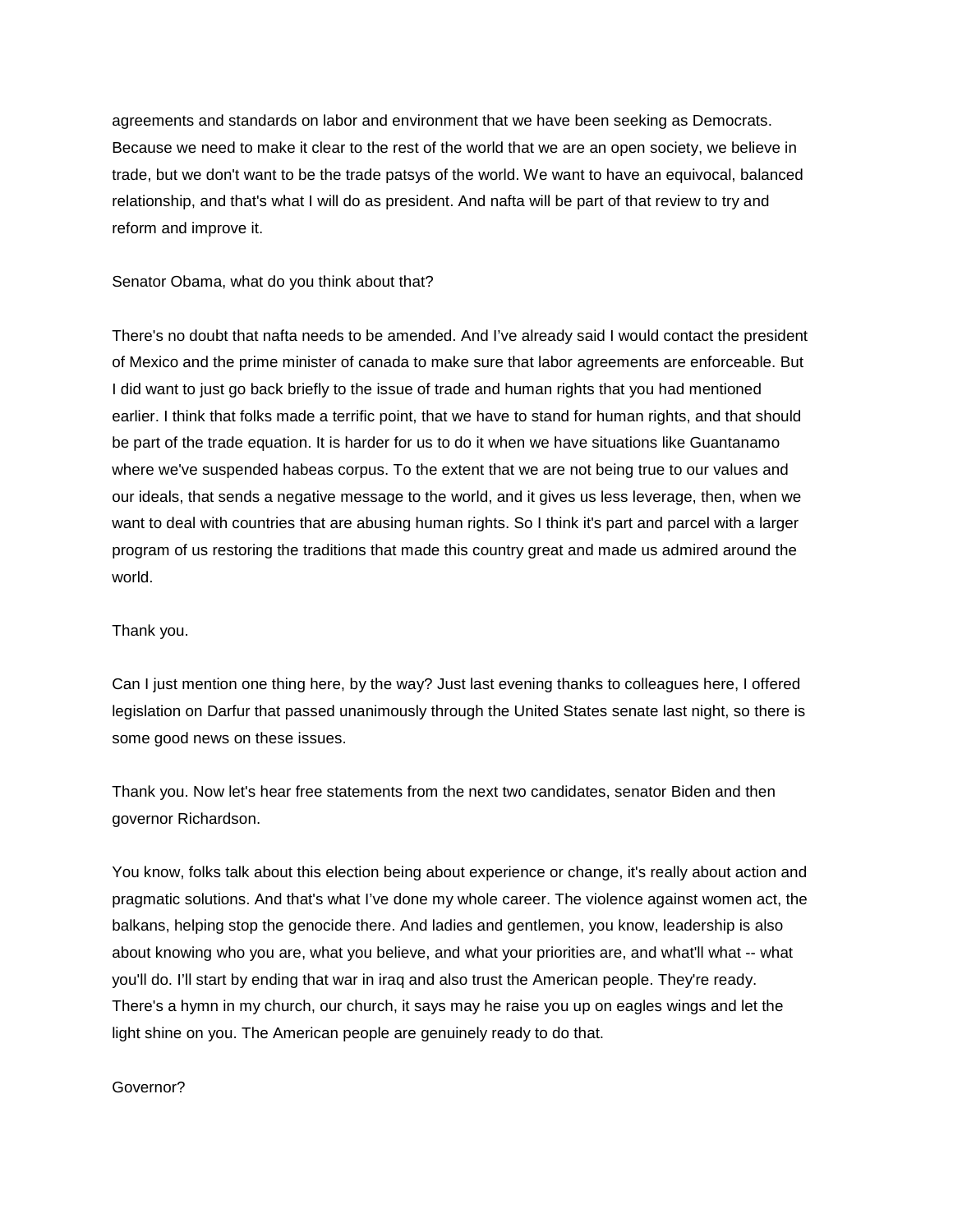agreements and standards on labor and environment that we have been seeking as Democrats. Because we need to make it clear to the rest of the world that we are an open society, we believe in trade, but we don't want to be the trade patsys of the world. We want to have an equivocal, balanced relationship, and that's what I will do as president. And nafta will be part of that review to try and reform and improve it.

Senator Obama, what do you think about that?

There's no doubt that nafta needs to be amended. And I've already said I would contact the president of Mexico and the prime minister of canada to make sure that labor agreements are enforceable. But I did want to just go back briefly to the issue of trade and human rights that you had mentioned earlier. I think that folks made a terrific point, that we have to stand for human rights, and that should be part of the trade equation. It is harder for us to do it when we have situations like Guantanamo where we've suspended habeas corpus. To the extent that we are not being true to our values and our ideals, that sends a negative message to the world, and it gives us less leverage, then, when we want to deal with countries that are abusing human rights. So I think it's part and parcel with a larger program of us restoring the traditions that made this country great and made us admired around the world.

Thank you.

Can I just mention one thing here, by the way? Just last evening thanks to colleagues here, I offered legislation on Darfur that passed unanimously through the United States senate last night, so there is some good news on these issues.

Thank you. Now let's hear free statements from the next two candidates, senator Biden and then governor Richardson.

You know, folks talk about this election being about experience or change, it's really about action and pragmatic solutions. And that's what I've done my whole career. The violence against women act, the balkans, helping stop the genocide there. And ladies and gentlemen, you know, leadership is also about knowing who you are, what you believe, and what your priorities are, and what'll what -- what you'll do. I'll start by ending that war in iraq and also trust the American people. They're ready. There's a hymn in my church, our church, it says may he raise you up on eagles wings and let the light shine on you. The American people are genuinely ready to do that.

Governor?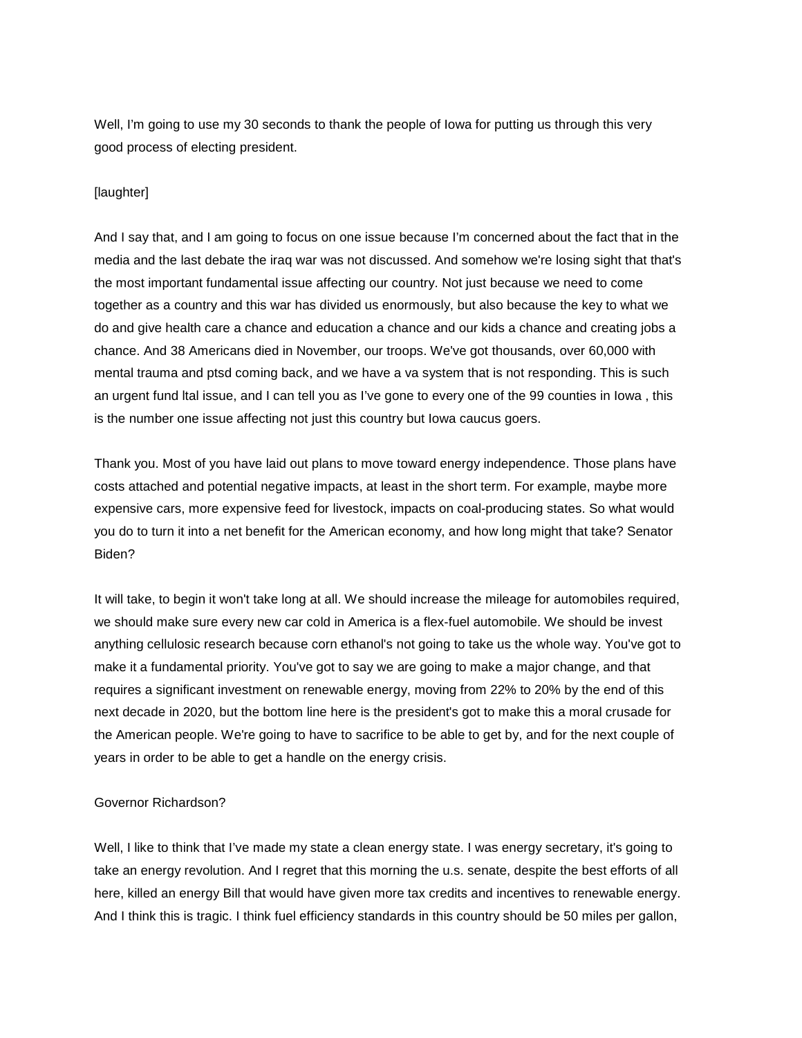Well, I'm going to use my 30 seconds to thank the people of Iowa for putting us through this very good process of electing president.

[laughter]

And I say that, and I am going to focus on one issue because I'm concerned about the fact that in the media and the last debate the iraq war was not discussed. And somehow we're losing sight that that's the most important fundamental issue affecting our country. Not just because we need to come together as a country and this war has divided us enormously, but also because the key to what we do and give health care a chance and education a chance and our kids a chance and creating jobs a chance. And 38 Americans died in November, our troops. We've got thousands, over 60,000 with mental trauma and ptsd coming back, and we have a va system that is not responding. This is such an urgent fund ltal issue, and I can tell you as I've gone to every one of the 99 counties in Iowa , this is the number one issue affecting not just this country but Iowa caucus goers.

Thank you. Most of you have laid out plans to move toward energy independence. Those plans have costs attached and potential negative impacts, at least in the short term. For example, maybe more expensive cars, more expensive feed for livestock, impacts on coal-producing states. So what would you do to turn it into a net benefit for the American economy, and how long might that take? Senator Biden?

It will take, to begin it won't take long at all. We should increase the mileage for automobiles required, we should make sure every new car cold in America is a flex-fuel automobile. We should be invest anything cellulosic research because corn ethanol's not going to take us the whole way. You've got to make it a fundamental priority. You've got to say we are going to make a major change, and that requires a significant investment on renewable energy, moving from 22% to 20% by the end of this next decade in 2020, but the bottom line here is the president's got to make this a moral crusade for the American people. We're going to have to sacrifice to be able to get by, and for the next couple of years in order to be able to get a handle on the energy crisis.

Governor Richardson?

Well, I like to think that I've made my state a clean energy state. I was energy secretary, it's going to take an energy revolution. And I regret that this morning the u.s. senate, despite the best efforts of all here, killed an energy Bill that would have given more tax credits and incentives to renewable energy. And I think this is tragic. I think fuel efficiency standards in this country should be 50 miles per gallon,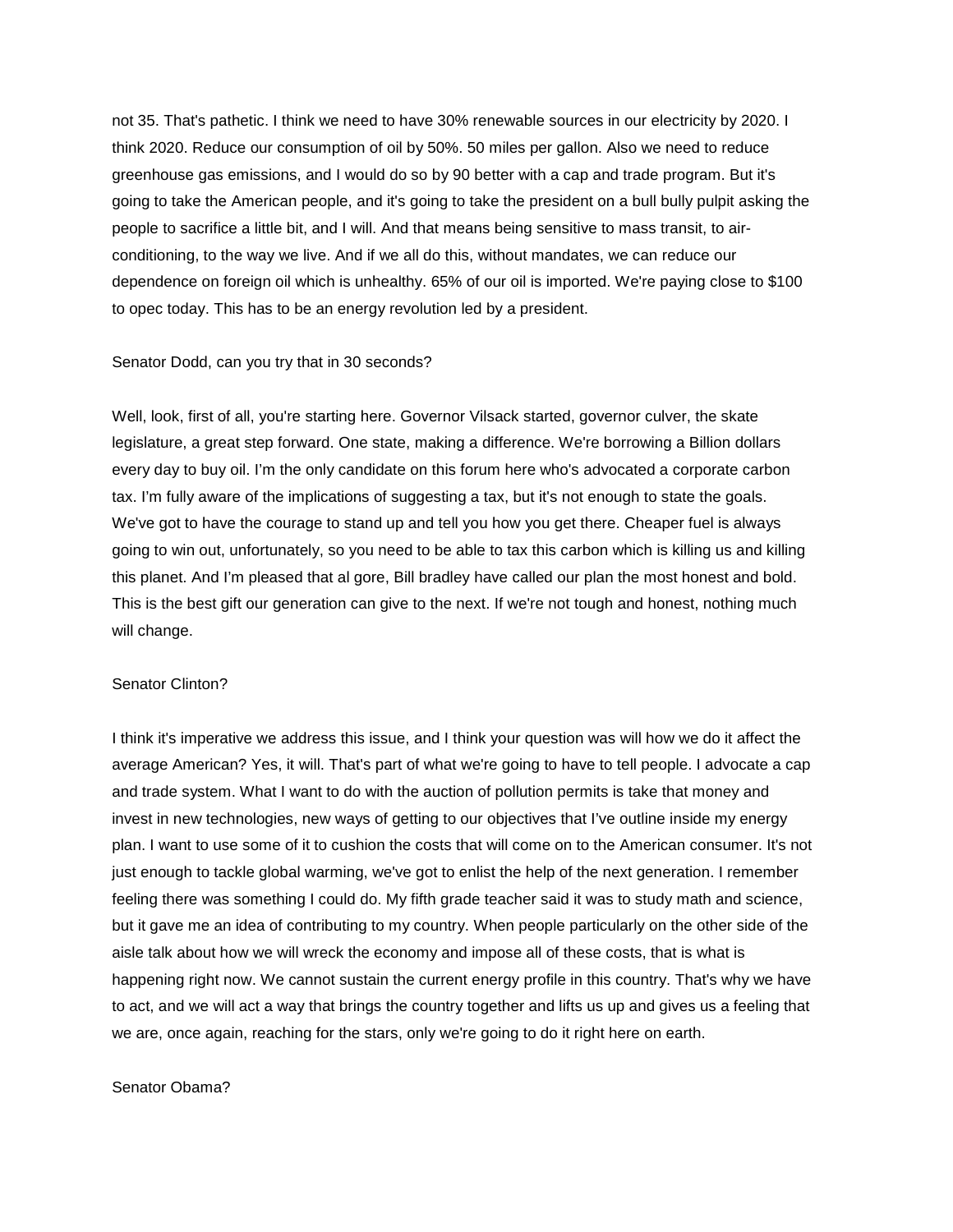not 35. That's pathetic. I think we need to have 30% renewable sources in our electricity by 2020. I think 2020. Reduce our consumption of oil by 50%. 50 miles per gallon. Also we need to reduce greenhouse gas emissions, and I would do so by 90 better with a cap and trade program. But it's going to take the American people, and it's going to take the president on a bull bully pulpit asking the people to sacrifice a little bit, and I will. And that means being sensitive to mass transit, to air-conditioning, to the way we live. And if we all do this, without mandates, we can reduce our dependence on foreign oil which is unhealthy. 65% of our oil is imported. We're paying close to $100 to opec today. This has to be an energy revolution led by a president.

Senator Dodd, can you try that in 30 seconds?

Well, look, first of all, you're starting here. Governor Vilsack started, governor culver, the skate legislature, a great step forward. One state, making a difference. We're borrowing a Billion dollars every day to buy oil. I'm the only candidate on this forum here who's advocated a corporate carbon tax. I'm fully aware of the implications of suggesting a tax, but it's not enough to state the goals. We've got to have the courage to stand up and tell you how you get there. Cheaper fuel is always going to win out, unfortunately, so you need to be able to tax this carbon which is killing us and killing this planet. And I'm pleased that al gore, Bill bradley have called our plan the most honest and bold. This is the best gift our generation can give to the next. If we're not tough and honest, nothing much will change.

Senator Clinton?

I think it's imperative we address this issue, and I think your question was will how we do it affect the average American? Yes, it will. That's part of what we're going to have to tell people. I advocate a cap and trade system. What I want to do with the auction of pollution permits is take that money and invest in new technologies, new ways of getting to our objectives that I've outline inside my energy plan. I want to use some of it to cushion the costs that will come on to the American consumer. It's not just enough to tackle global warming, we've got to enlist the help of the next generation. I remember feeling there was something I could do. My fifth grade teacher said it was to study math and science, but it gave me an idea of contributing to my country. When people particularly on the other side of the aisle talk about how we will wreck the economy and impose all of these costs, that is what is happening right now. We cannot sustain the current energy profile in this country. That's why we have to act, and we will act a way that brings the country together and lifts us up and gives us a feeling that we are, once again, reaching for the stars, only we're going to do it right here on earth.

Senator Obama?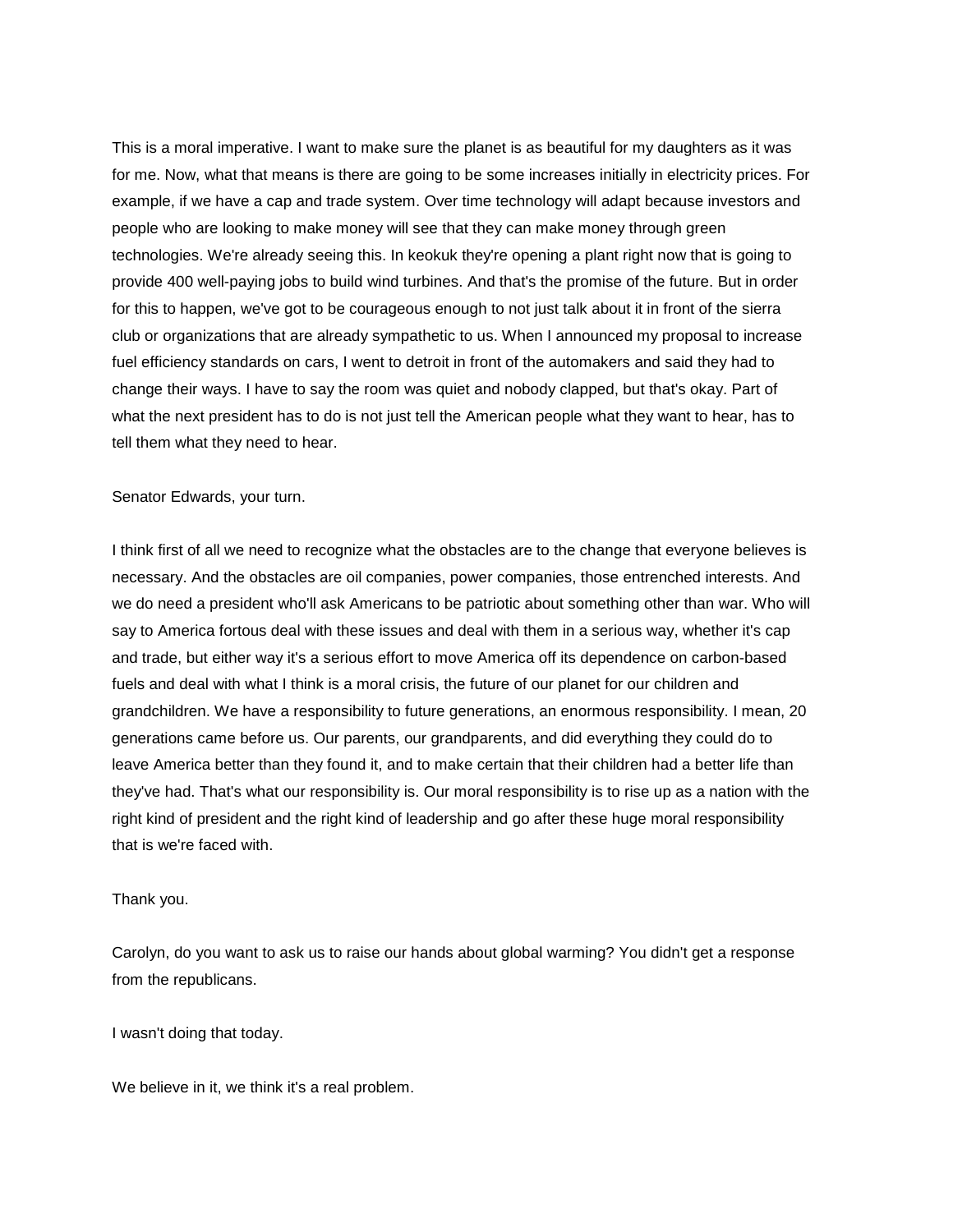This is a moral imperative. I want to make sure the planet is as beautiful for my daughters as it was for me. Now, what that means is there are going to be some increases initially in electricity prices. For example, if we have a cap and trade system. Over time technology will adapt because investors and people who are looking to make money will see that they can make money through green technologies. We're already seeing this. In keokuk they're opening a plant right now that is going to provide 400 well-paying jobs to build wind turbines. And that's the promise of the future. But in order for this to happen, we've got to be courageous enough to not just talk about it in front of the sierra club or organizations that are already sympathetic to us. When I announced my proposal to increase fuel efficiency standards on cars, I went to detroit in front of the automakers and said they had to change their ways. I have to say the room was quiet and nobody clapped, but that's okay. Part of what the next president has to do is not just tell the American people what they want to hear, has to tell them what they need to hear.

Senator Edwards, your turn.

I think first of all we need to recognize what the obstacles are to the change that everyone believes is necessary. And the obstacles are oil companies, power companies, those entrenched interests. And we do need a president who'll ask Americans to be patriotic about something other than war. Who will say to America fortous deal with these issues and deal with them in a serious way, whether it's cap and trade, but either way it's a serious effort to move America off its dependence on carbon-based fuels and deal with what I think is a moral crisis, the future of our planet for our children and grandchildren. We have a responsibility to future generations, an enormous responsibility. I mean, 20 generations came before us. Our parents, our grandparents, and did everything they could do to leave America better than they found it, and to make certain that their children had a better life than they've had. That's what our responsibility is. Our moral responsibility is to rise up as a nation with the right kind of president and the right kind of leadership and go after these huge moral responsibility that is we're faced with.

Thank you.

Carolyn, do you want to ask us to raise our hands about global warming? You didn't get a response from the republicans.

I wasn't doing that today.

We believe in it, we think it's a real problem.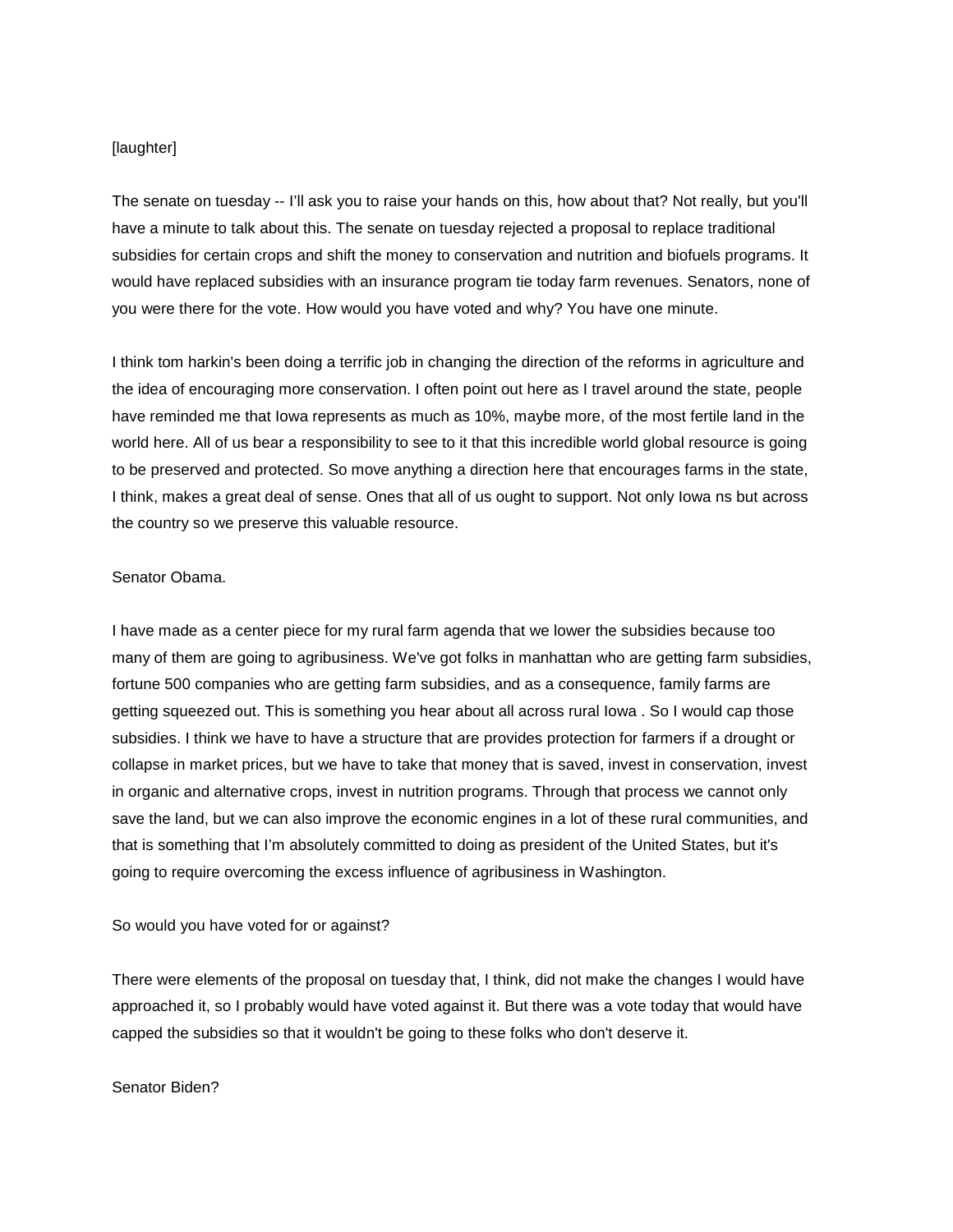[laughter]

The senate on tuesday -- I'll ask you to raise your hands on this, how about that? Not really, but you'll have a minute to talk about this. The senate on tuesday rejected a proposal to replace traditional subsidies for certain crops and shift the money to conservation and nutrition and biofuels programs. It would have replaced subsidies with an insurance program tie today farm revenues. Senators, none of you were there for the vote. How would you have voted and why? You have one minute.

I think tom harkin's been doing a terrific job in changing the direction of the reforms in agriculture and the idea of encouraging more conservation. I often point out here as I travel around the state, people have reminded me that Iowa represents as much as 10%, maybe more, of the most fertile land in the world here. All of us bear a responsibility to see to it that this incredible world global resource is going to be preserved and protected. So move anything a direction here that encourages farms in the state, I think, makes a great deal of sense. Ones that all of us ought to support. Not only Iowa ns but across the country so we preserve this valuable resource.

Senator Obama.

I have made as a center piece for my rural farm agenda that we lower the subsidies because too many of them are going to agribusiness. We've got folks in manhattan who are getting farm subsidies, fortune 500 companies who are getting farm subsidies, and as a consequence, family farms are getting squeezed out. This is something you hear about all across rural Iowa . So I would cap those subsidies. I think we have to have a structure that are provides protection for farmers if a drought or collapse in market prices, but we have to take that money that is saved, invest in conservation, invest in organic and alternative crops, invest in nutrition programs. Through that process we cannot only save the land, but we can also improve the economic engines in a lot of these rural communities, and that is something that I'm absolutely committed to doing as president of the United States, but it's going to require overcoming the excess influence of agribusiness in Washington.

So would you have voted for or against?

There were elements of the proposal on tuesday that, I think, did not make the changes I would have approached it, so I probably would have voted against it. But there was a vote today that would have capped the subsidies so that it wouldn't be going to these folks who don't deserve it.

Senator Biden?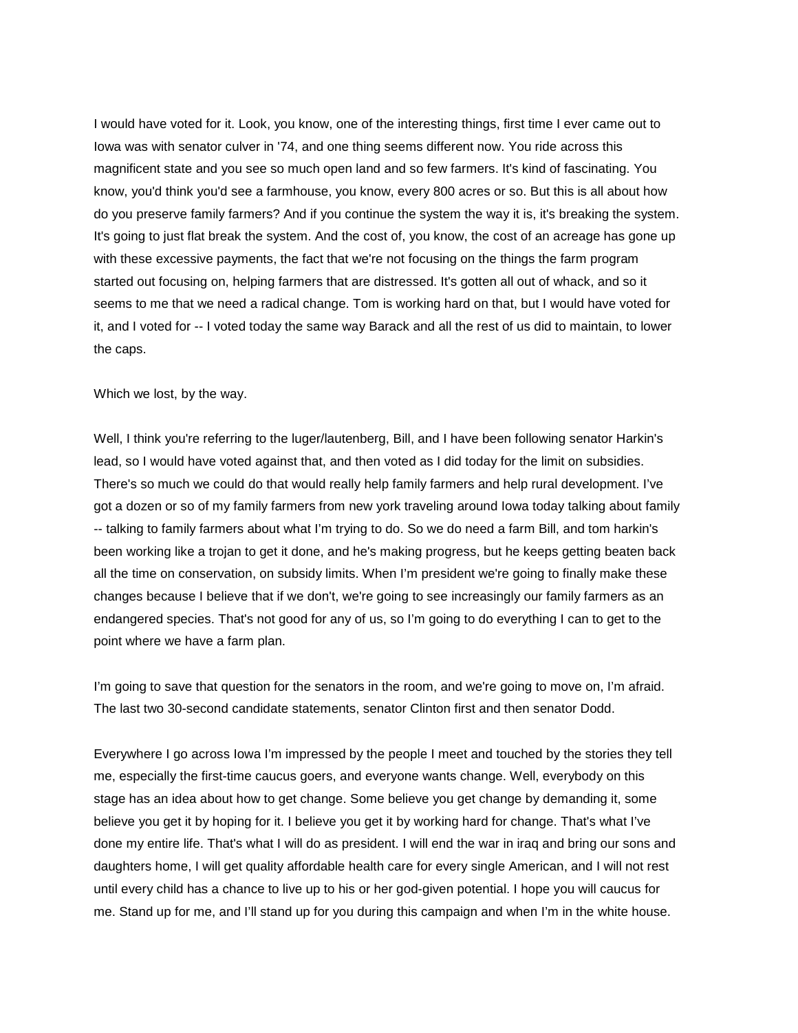I would have voted for it. Look, you know, one of the interesting things, first time I ever came out to Iowa was with senator culver in '74, and one thing seems different now. You ride across this magnificent state and you see so much open land and so few farmers. It's kind of fascinating. You know, you'd think you'd see a farmhouse, you know, every 800 acres or so. But this is all about how do you preserve family farmers? And if you continue the system the way it is, it's breaking the system. It's going to just flat break the system. And the cost of, you know, the cost of an acreage has gone up with these excessive payments, the fact that we're not focusing on the things the farm program started out focusing on, helping farmers that are distressed. It's gotten all out of whack, and so it seems to me that we need a radical change. Tom is working hard on that, but I would have voted for it, and I voted for -- I voted today the same way Barack and all the rest of us did to maintain, to lower the caps.

Which we lost, by the way.

Well, I think you're referring to the luger/lautenberg, Bill, and I have been following senator Harkin's lead, so I would have voted against that, and then voted as I did today for the limit on subsidies. There's so much we could do that would really help family farmers and help rural development. I've got a dozen or so of my family farmers from new york traveling around Iowa today talking about family -- talking to family farmers about what I'm trying to do. So we do need a farm Bill, and tom harkin's been working like a trojan to get it done, and he's making progress, but he keeps getting beaten back all the time on conservation, on subsidy limits. When I'm president we're going to finally make these changes because I believe that if we don't, we're going to see increasingly our family farmers as an endangered species. That's not good for any of us, so I'm going to do everything I can to get to the point where we have a farm plan.

I'm going to save that question for the senators in the room, and we're going to move on, I'm afraid. The last two 30-second candidate statements, senator Clinton first and then senator Dodd.

Everywhere I go across Iowa I'm impressed by the people I meet and touched by the stories they tell me, especially the first-time caucus goers, and everyone wants change. Well, everybody on this stage has an idea about how to get change. Some believe you get change by demanding it, some believe you get it by hoping for it. I believe you get it by working hard for change. That's what I've done my entire life. That's what I will do as president. I will end the war in iraq and bring our sons and daughters home, I will get quality affordable health care for every single American, and I will not rest until every child has a chance to live up to his or her god-given potential. I hope you will caucus for me. Stand up for me, and I'll stand up for you during this campaign and when I'm in the white house.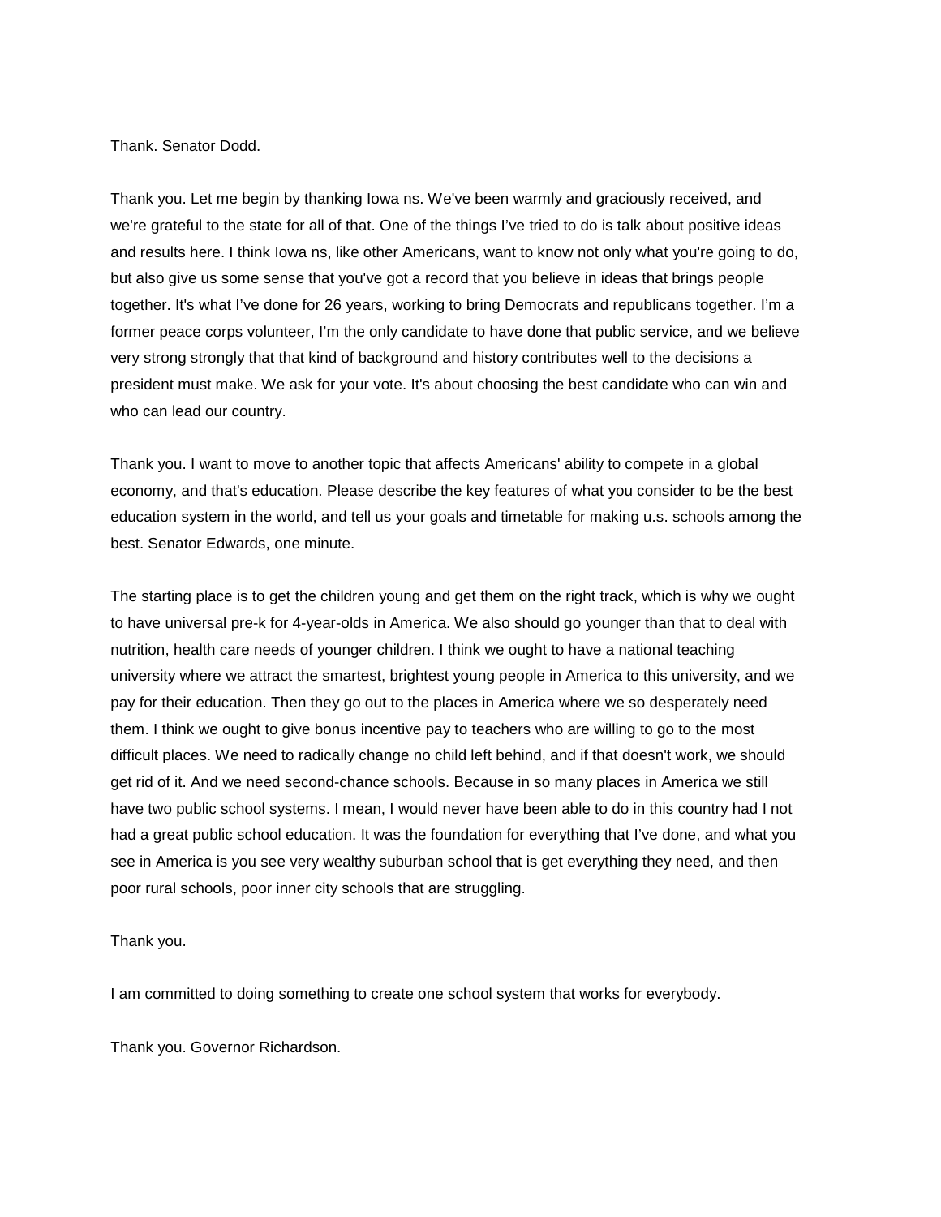Thank. Senator Dodd.

Thank you. Let me begin by thanking Iowa ns. We've been warmly and graciously received, and we're grateful to the state for all of that. One of the things I've tried to do is talk about positive ideas and results here. I think Iowa ns, like other Americans, want to know not only what you're going to do, but also give us some sense that you've got a record that you believe in ideas that brings people together. It's what I've done for 26 years, working to bring Democrats and republicans together. I'm a former peace corps volunteer, I'm the only candidate to have done that public service, and we believe very strong strongly that that kind of background and history contributes well to the decisions a president must make. We ask for your vote. It's about choosing the best candidate who can win and who can lead our country.

Thank you. I want to move to another topic that affects Americans' ability to compete in a global economy, and that's education. Please describe the key features of what you consider to be the best education system in the world, and tell us your goals and timetable for making u.s. schools among the best. Senator Edwards, one minute.

The starting place is to get the children young and get them on the right track, which is why we ought to have universal pre-k for 4-year-olds in America. We also should go younger than that to deal with nutrition, health care needs of younger children. I think we ought to have a national teaching university where we attract the smartest, brightest young people in America to this university, and we pay for their education. Then they go out to the places in America where we so desperately need them. I think we ought to give bonus incentive pay to teachers who are willing to go to the most difficult places. We need to radically change no child left behind, and if that doesn't work, we should get rid of it. And we need second-chance schools. Because in so many places in America we still have two public school systems. I mean, I would never have been able to do in this country had I not had a great public school education. It was the foundation for everything that I've done, and what you see in America is you see very wealthy suburban school that is get everything they need, and then poor rural schools, poor inner city schools that are struggling.

Thank you.

I am committed to doing something to create one school system that works for everybody.

Thank you. Governor Richardson.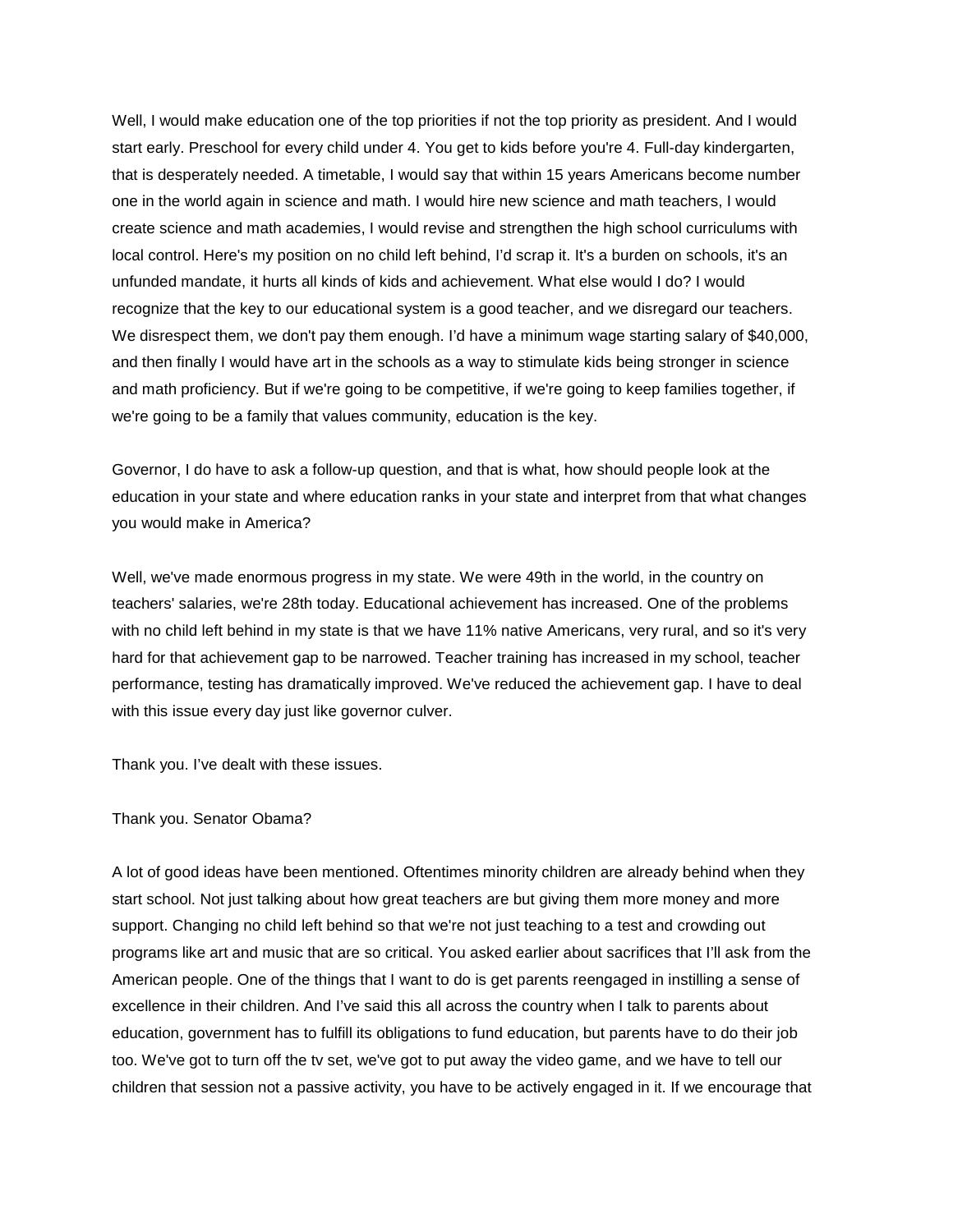Well, I would make education one of the top priorities if not the top priority as president. And I would start early. Preschool for every child under 4. You get to kids before you're 4. Full-day kindergarten, that is desperately needed. A timetable, I would say that within 15 years Americans become number one in the world again in science and math. I would hire new science and math teachers, I would create science and math academies, I would revise and strengthen the high school curriculums with local control. Here's my position on no child left behind, I'd scrap it. It's a burden on schools, it's an unfunded mandate, it hurts all kinds of kids and achievement. What else would I do? I would recognize that the key to our educational system is a good teacher, and we disregard our teachers. We disrespect them, we don't pay them enough. I'd have a minimum wage starting salary of $40,000, and then finally I would have art in the schools as a way to stimulate kids being stronger in science and math proficiency. But if we're going to be competitive, if we're going to keep families together, if we're going to be a family that values community, education is the key.

Governor, I do have to ask a follow-up question, and that is what, how should people look at the education in your state and where education ranks in your state and interpret from that what changes you would make in America?

Well, we've made enormous progress in my state. We were 49th in the world, in the country on teachers' salaries, we're 28th today. Educational achievement has increased. One of the problems with no child left behind in my state is that we have 11% native Americans, very rural, and so it's very hard for that achievement gap to be narrowed. Teacher training has increased in my school, teacher performance, testing has dramatically improved. We've reduced the achievement gap. I have to deal with this issue every day just like governor culver.

Thank you. I've dealt with these issues.

Thank you. Senator Obama?

A lot of good ideas have been mentioned. Oftentimes minority children are already behind when they start school. Not just talking about how great teachers are but giving them more money and more support. Changing no child left behind so that we're not just teaching to a test and crowding out programs like art and music that are so critical. You asked earlier about sacrifices that I'll ask from the American people. One of the things that I want to do is get parents reengaged in instilling a sense of excellence in their children. And I've said this all across the country when I talk to parents about education, government has to fulfill its obligations to fund education, but parents have to do their job too. We've got to turn off the tv set, we've got to put away the video game, and we have to tell our children that session not a passive activity, you have to be actively engaged in it. If we encourage that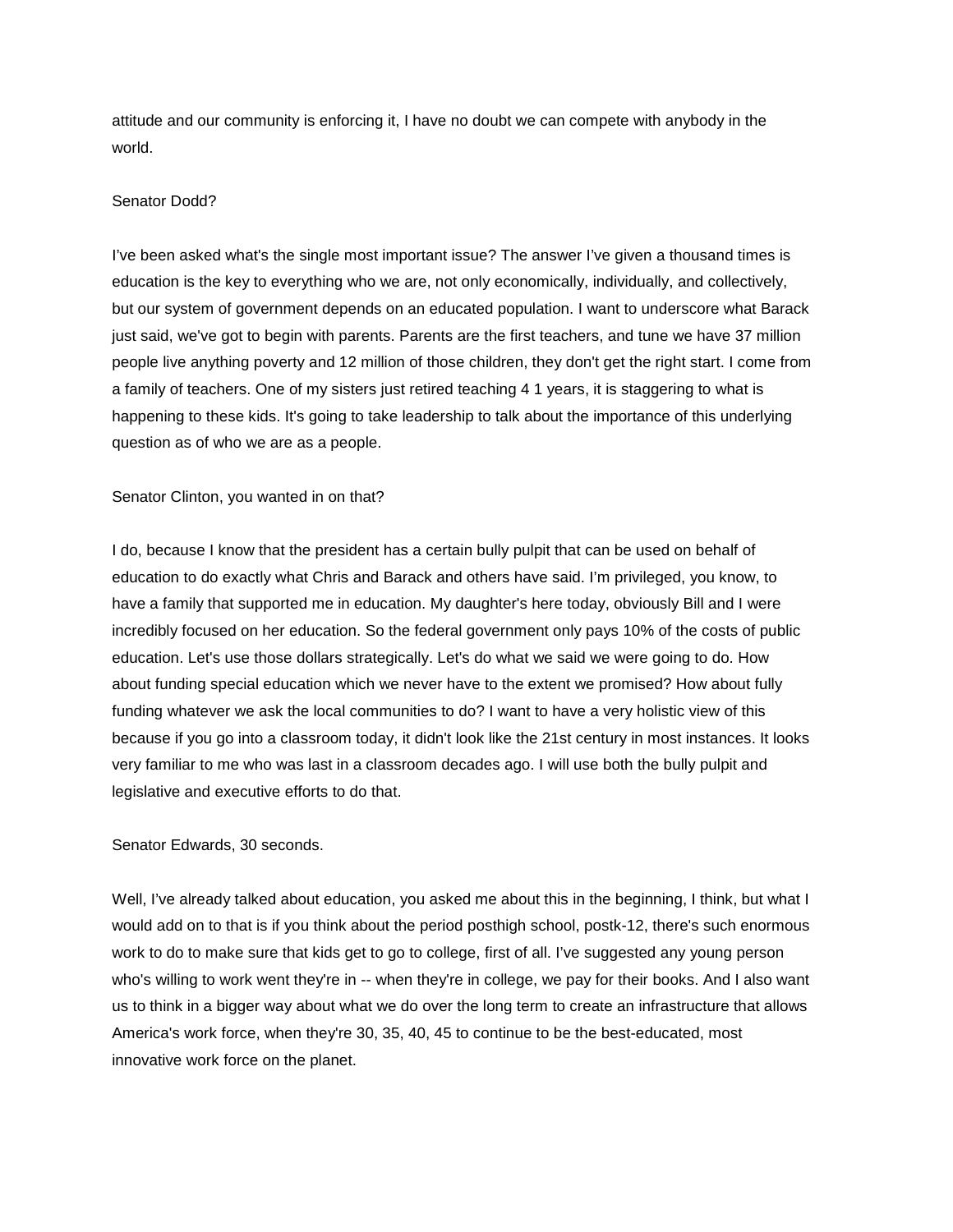attitude and our community is enforcing it, I have no doubt we can compete with anybody in the world.

Senator Dodd?

I've been asked what's the single most important issue? The answer I've given a thousand times is education is the key to everything who we are, not only economically, individually, and collectively, but our system of government depends on an educated population. I want to underscore what Barack just said, we've got to begin with parents. Parents are the first teachers, and tune we have 37 million people live anything poverty and 12 million of those children, they don't get the right start. I come from a family of teachers. One of my sisters just retired teaching 4 1 years, it is staggering to what is happening to these kids. It's going to take leadership to talk about the importance of this underlying question as of who we are as a people.

Senator Clinton, you wanted in on that?

I do, because I know that the president has a certain bully pulpit that can be used on behalf of education to do exactly what Chris and Barack and others have said. I'm privileged, you know, to have a family that supported me in education. My daughter's here today, obviously Bill and I were incredibly focused on her education. So the federal government only pays 10% of the costs of public education. Let's use those dollars strategically. Let's do what we said we were going to do. How about funding special education which we never have to the extent we promised? How about fully funding whatever we ask the local communities to do? I want to have a very holistic view of this because if you go into a classroom today, it didn't look like the 21st century in most instances. It looks very familiar to me who was last in a classroom decades ago. I will use both the bully pulpit and legislative and executive efforts to do that.

Senator Edwards, 30 seconds.

Well, I've already talked about education, you asked me about this in the beginning, I think, but what I would add on to that is if you think about the period posthigh school, postk-12, there's such enormous work to do to make sure that kids get to go to college, first of all. I've suggested any young person who's willing to work went they're in -- when they're in college, we pay for their books. And I also want us to think in a bigger way about what we do over the long term to create an infrastructure that allows America's work force, when they're 30, 35, 40, 45 to continue to be the best-educated, most innovative work force on the planet.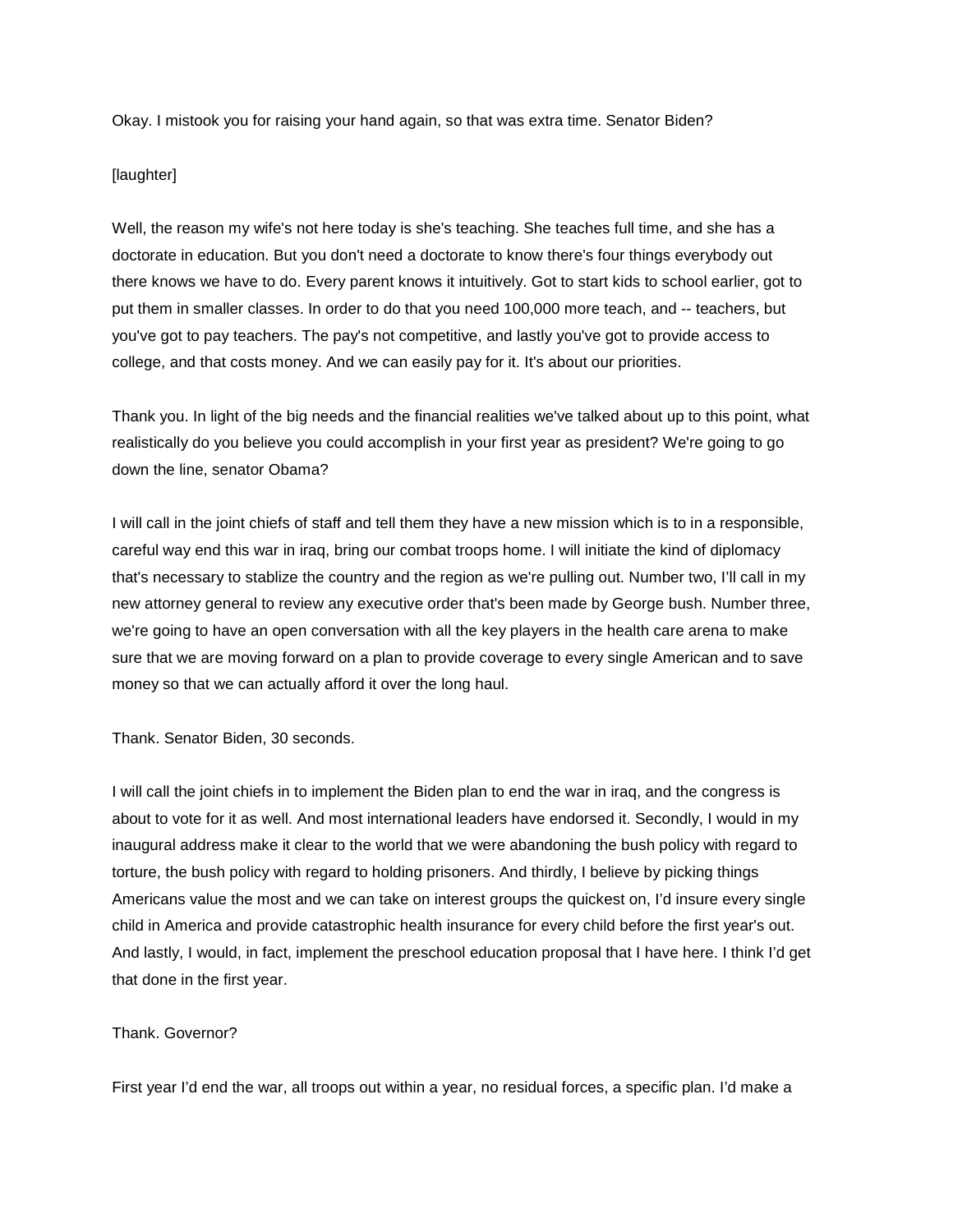Okay. I mistook you for raising your hand again, so that was extra time. Senator Biden?

[laughter]

Well, the reason my wife's not here today is she's teaching. She teaches full time, and she has a doctorate in education. But you don't need a doctorate to know there's four things everybody out there knows we have to do. Every parent knows it intuitively. Got to start kids to school earlier, got to put them in smaller classes. In order to do that you need 100,000 more teach, and -- teachers, but you've got to pay teachers. The pay's not competitive, and lastly you've got to provide access to college, and that costs money. And we can easily pay for it. It's about our priorities.

Thank you. In light of the big needs and the financial realities we've talked about up to this point, what realistically do you believe you could accomplish in your first year as president? We're going to go down the line, senator Obama?

I will call in the joint chiefs of staff and tell them they have a new mission which is to in a responsible, careful way end this war in iraq, bring our combat troops home. I will initiate the kind of diplomacy that's necessary to stablize the country and the region as we're pulling out. Number two, I'll call in my new attorney general to review any executive order that's been made by George bush. Number three, we're going to have an open conversation with all the key players in the health care arena to make sure that we are moving forward on a plan to provide coverage to every single American and to save money so that we can actually afford it over the long haul.

Thank. Senator Biden, 30 seconds.

I will call the joint chiefs in to implement the Biden plan to end the war in iraq, and the congress is about to vote for it as well. And most international leaders have endorsed it. Secondly, I would in my inaugural address make it clear to the world that we were abandoning the bush policy with regard to torture, the bush policy with regard to holding prisoners. And thirdly, I believe by picking things Americans value the most and we can take on interest groups the quickest on, I'd insure every single child in America and provide catastrophic health insurance for every child before the first year's out. And lastly, I would, in fact, implement the preschool education proposal that I have here. I think I'd get that done in the first year.

Thank. Governor?

First year I'd end the war, all troops out within a year, no residual forces, a specific plan. I'd make a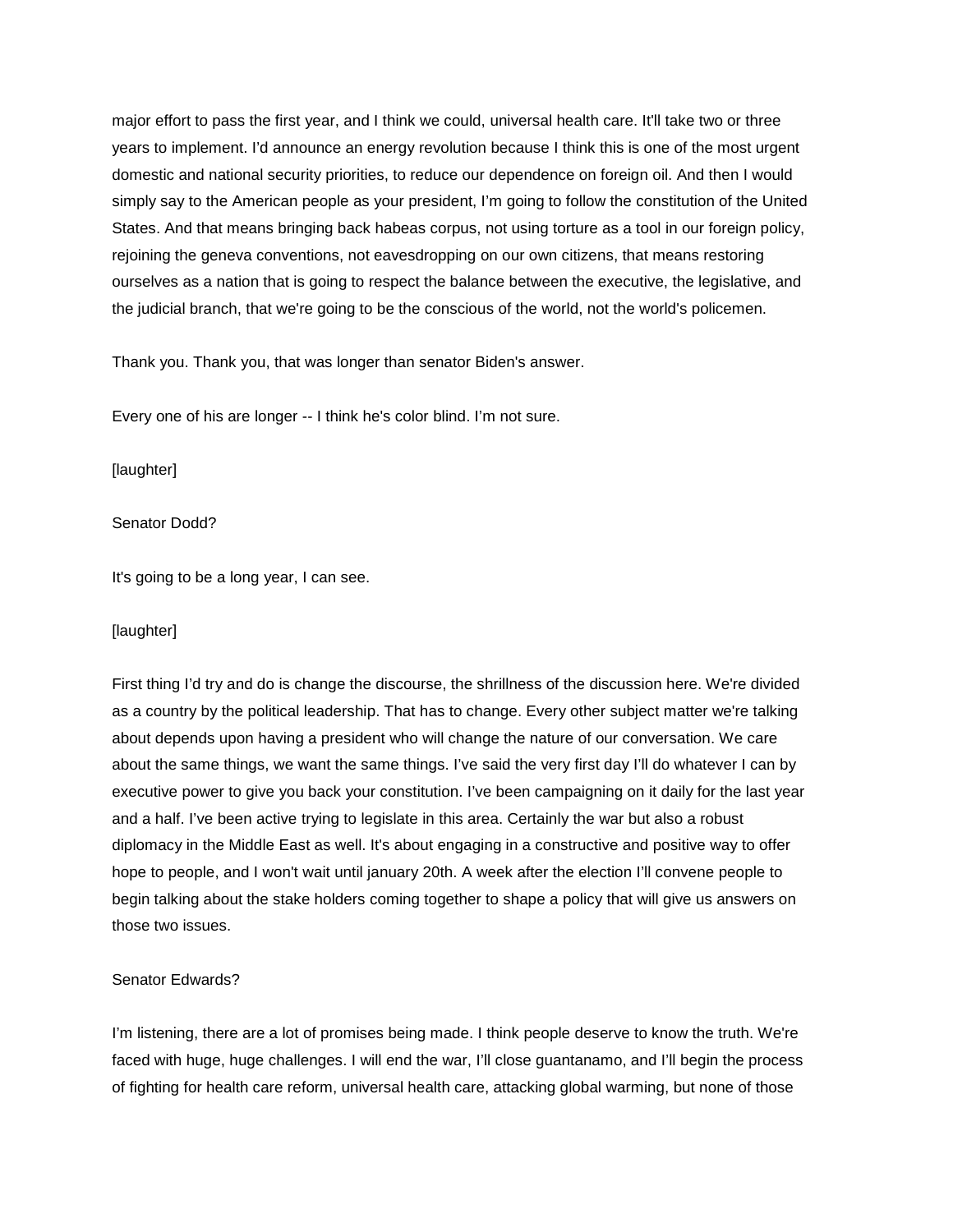major effort to pass the first year, and I think we could, universal health care. It'll take two or three years to implement. I'd announce an energy revolution because I think this is one of the most urgent domestic and national security priorities, to reduce our dependence on foreign oil. And then I would simply say to the American people as your president, I'm going to follow the constitution of the United States. And that means bringing back habeas corpus, not using torture as a tool in our foreign policy, rejoining the geneva conventions, not eavesdropping on our own citizens, that means restoring ourselves as a nation that is going to respect the balance between the executive, the legislative, and the judicial branch, that we're going to be the conscious of the world, not the world's policemen.

Thank you. Thank you, that was longer than senator Biden's answer.

Every one of his are longer -- I think he's color blind. I'm not sure.

[laughter]

Senator Dodd?

It's going to be a long year, I can see.

[laughter]

First thing I'd try and do is change the discourse, the shrillness of the discussion here. We're divided as a country by the political leadership. That has to change. Every other subject matter we're talking about depends upon having a president who will change the nature of our conversation. We care about the same things, we want the same things. I've said the very first day I'll do whatever I can by executive power to give you back your constitution. I've been campaigning on it daily for the last year and a half. I've been active trying to legislate in this area. Certainly the war but also a robust diplomacy in the Middle East as well. It's about engaging in a constructive and positive way to offer hope to people, and I won't wait until january 20th. A week after the election I'll convene people to begin talking about the stake holders coming together to shape a policy that will give us answers on those two issues.

Senator Edwards?

I'm listening, there are a lot of promises being made. I think people deserve to know the truth. We're faced with huge, huge challenges. I will end the war, I'll close guantanamo, and I'll begin the process of fighting for health care reform, universal health care, attacking global warming, but none of those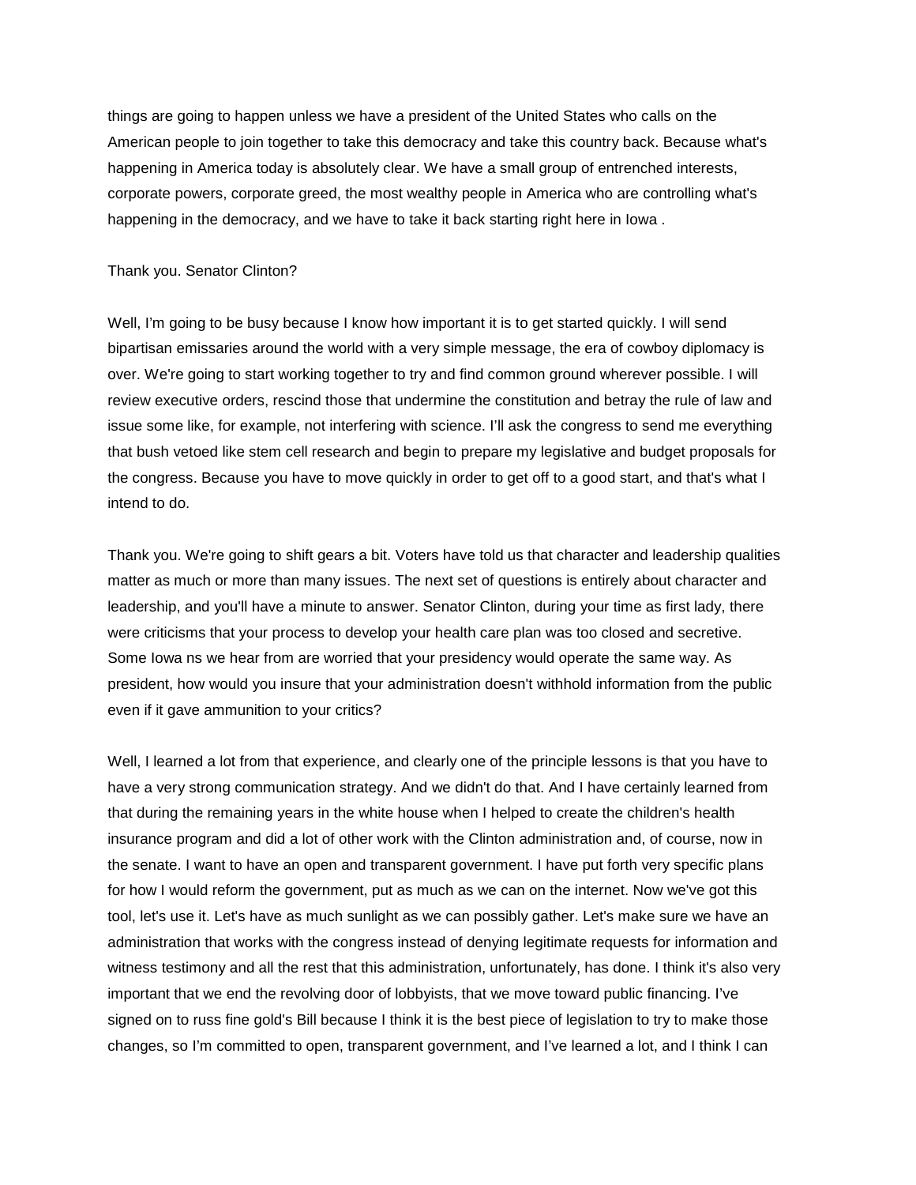things are going to happen unless we have a president of the United States who calls on the American people to join together to take this democracy and take this country back. Because what's happening in America today is absolutely clear. We have a small group of entrenched interests, corporate powers, corporate greed, the most wealthy people in America who are controlling what's happening in the democracy, and we have to take it back starting right here in Iowa .

Thank you. Senator Clinton?

Well, I'm going to be busy because I know how important it is to get started quickly. I will send bipartisan emissaries around the world with a very simple message, the era of cowboy diplomacy is over. We're going to start working together to try and find common ground wherever possible. I will review executive orders, rescind those that undermine the constitution and betray the rule of law and issue some like, for example, not interfering with science. I'll ask the congress to send me everything that bush vetoed like stem cell research and begin to prepare my legislative and budget proposals for the congress. Because you have to move quickly in order to get off to a good start, and that's what I intend to do.

Thank you. We're going to shift gears a bit. Voters have told us that character and leadership qualities matter as much or more than many issues. The next set of questions is entirely about character and leadership, and you'll have a minute to answer. Senator Clinton, during your time as first lady, there were criticisms that your process to develop your health care plan was too closed and secretive. Some Iowa ns we hear from are worried that your presidency would operate the same way. As president, how would you insure that your administration doesn't withhold information from the public even if it gave ammunition to your critics?

Well, I learned a lot from that experience, and clearly one of the principle lessons is that you have to have a very strong communication strategy. And we didn't do that. And I have certainly learned from that during the remaining years in the white house when I helped to create the children's health insurance program and did a lot of other work with the Clinton administration and, of course, now in the senate. I want to have an open and transparent government. I have put forth very specific plans for how I would reform the government, put as much as we can on the internet. Now we've got this tool, let's use it. Let's have as much sunlight as we can possibly gather. Let's make sure we have an administration that works with the congress instead of denying legitimate requests for information and witness testimony and all the rest that this administration, unfortunately, has done. I think it's also very important that we end the revolving door of lobbyists, that we move toward public financing. I've signed on to russ fine gold's Bill because I think it is the best piece of legislation to try to make those changes, so I'm committed to open, transparent government, and I've learned a lot, and I think I can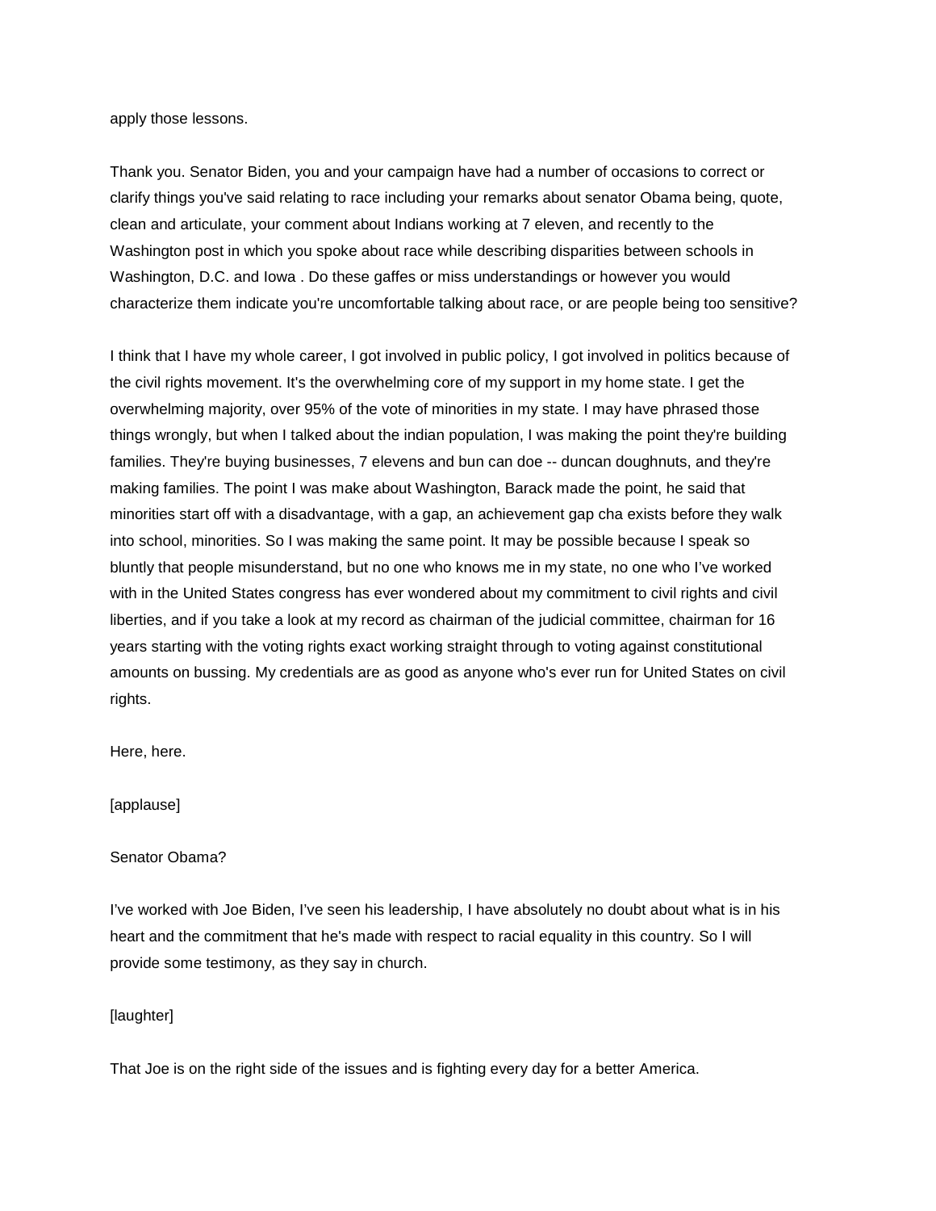apply those lessons.

Thank you. Senator Biden, you and your campaign have had a number of occasions to correct or clarify things you've said relating to race including your remarks about senator Obama being, quote, clean and articulate, your comment about Indians working at 7 eleven, and recently to the Washington post in which you spoke about race while describing disparities between schools in Washington, D.C. and Iowa . Do these gaffes or miss understandings or however you would characterize them indicate you're uncomfortable talking about race, or are people being too sensitive?

I think that I have my whole career, I got involved in public policy, I got involved in politics because of the civil rights movement. It's the overwhelming core of my support in my home state. I get the overwhelming majority, over 95% of the vote of minorities in my state. I may have phrased those things wrongly, but when I talked about the indian population, I was making the point they're building families. They're buying businesses, 7 elevens and bun can doe -- duncan doughnuts, and they're making families. The point I was make about Washington, Barack made the point, he said that minorities start off with a disadvantage, with a gap, an achievement gap cha exists before they walk into school, minorities. So I was making the same point. It may be possible because I speak so bluntly that people misunderstand, but no one who knows me in my state, no one who I've worked with in the United States congress has ever wondered about my commitment to civil rights and civil liberties, and if you take a look at my record as chairman of the judicial committee, chairman for 16 years starting with the voting rights exact working straight through to voting against constitutional amounts on bussing. My credentials are as good as anyone who's ever run for United States on civil rights.

Here, here.

[applause]

Senator Obama?

I've worked with Joe Biden, I've seen his leadership, I have absolutely no doubt about what is in his heart and the commitment that he's made with respect to racial equality in this country. So I will provide some testimony, as they say in church.

[laughter]

That Joe is on the right side of the issues and is fighting every day for a better America.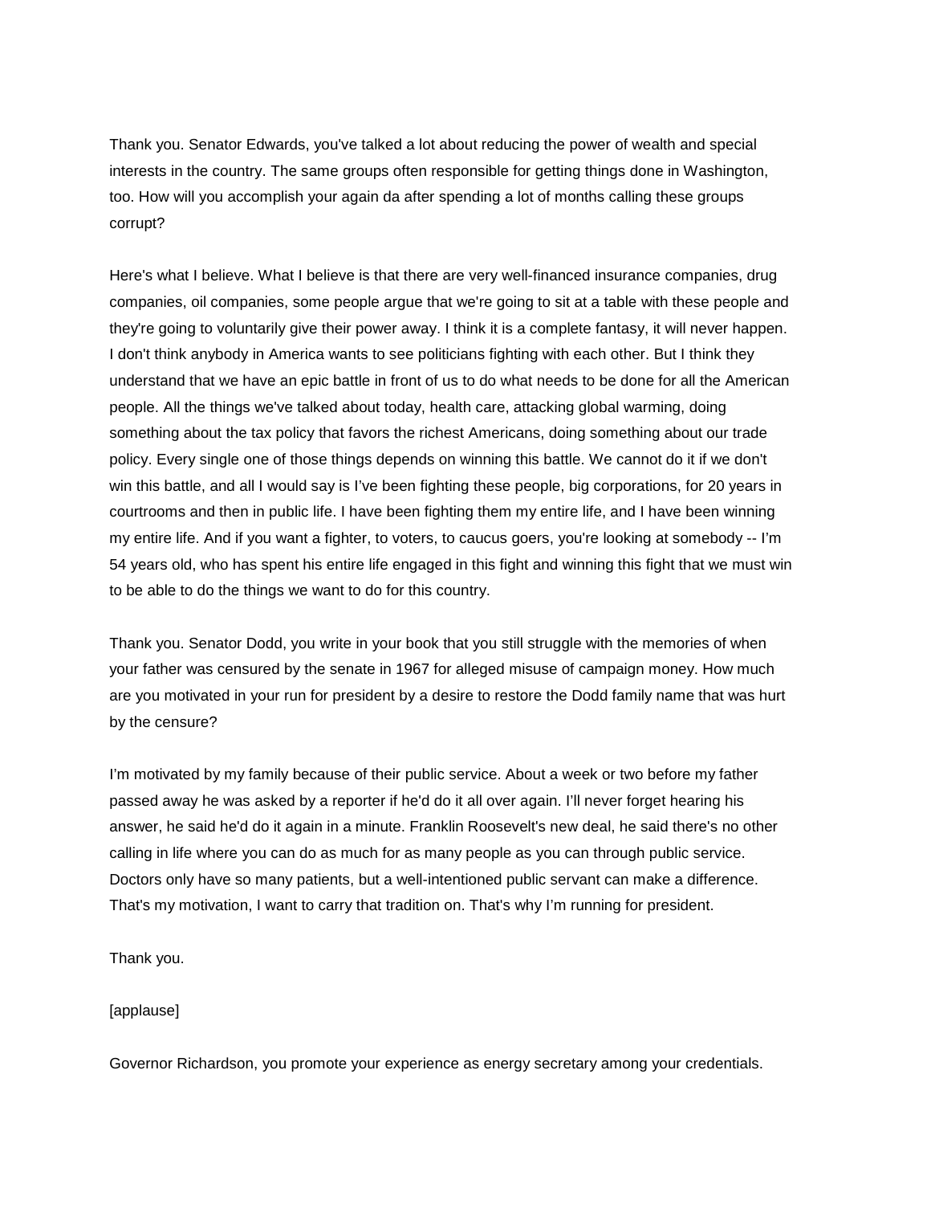Thank you. Senator Edwards, you've talked a lot about reducing the power of wealth and special interests in the country. The same groups often responsible for getting things done in Washington, too. How will you accomplish your again da after spending a lot of months calling these groups corrupt?

Here's what I believe. What I believe is that there are very well-financed insurance companies, drug companies, oil companies, some people argue that we're going to sit at a table with these people and they're going to voluntarily give their power away. I think it is a complete fantasy, it will never happen. I don't think anybody in America wants to see politicians fighting with each other. But I think they understand that we have an epic battle in front of us to do what needs to be done for all the American people. All the things we've talked about today, health care, attacking global warming, doing something about the tax policy that favors the richest Americans, doing something about our trade policy. Every single one of those things depends on winning this battle. We cannot do it if we don't win this battle, and all I would say is I've been fighting these people, big corporations, for 20 years in courtrooms and then in public life. I have been fighting them my entire life, and I have been winning my entire life. And if you want a fighter, to voters, to caucus goers, you're looking at somebody -- I'm 54 years old, who has spent his entire life engaged in this fight and winning this fight that we must win to be able to do the things we want to do for this country.

Thank you. Senator Dodd, you write in your book that you still struggle with the memories of when your father was censured by the senate in 1967 for alleged misuse of campaign money. How much are you motivated in your run for president by a desire to restore the Dodd family name that was hurt by the censure?

I'm motivated by my family because of their public service. About a week or two before my father passed away he was asked by a reporter if he'd do it all over again. I'll never forget hearing his answer, he said he'd do it again in a minute. Franklin Roosevelt's new deal, he said there's no other calling in life where you can do as much for as many people as you can through public service. Doctors only have so many patients, but a well-intentioned public servant can make a difference. That's my motivation, I want to carry that tradition on. That's why I'm running for president.

Thank you.

[applause]

Governor Richardson, you promote your experience as energy secretary among your credentials.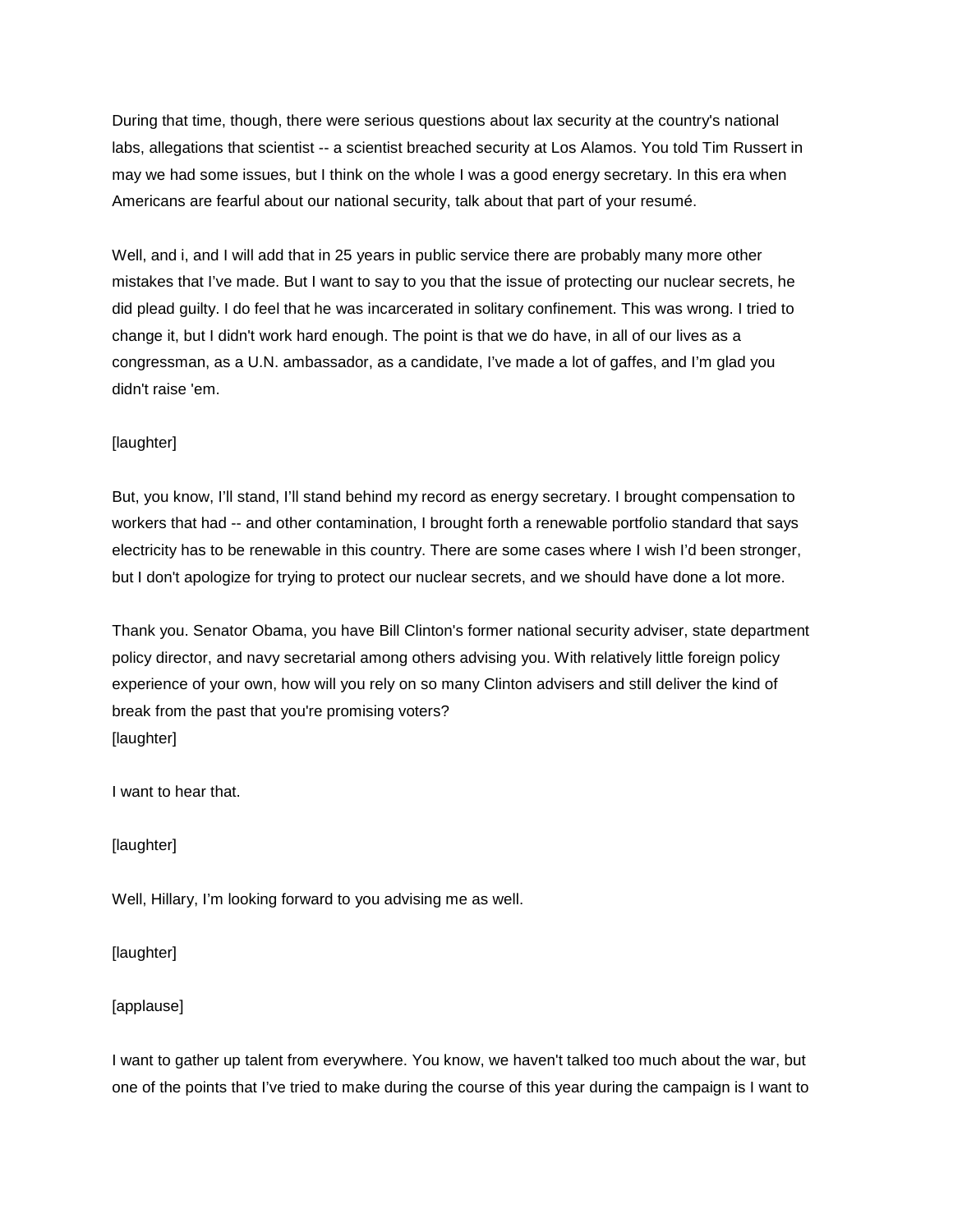During that time, though, there were serious questions about lax security at the country's national labs, allegations that scientist -- a scientist breached security at Los Alamos. You told Tim Russert in may we had some issues, but I think on the whole I was a good energy secretary. In this era when Americans are fearful about our national security, talk about that part of your resumé.

Well, and i, and I will add that in 25 years in public service there are probably many more other mistakes that I've made. But I want to say to you that the issue of protecting our nuclear secrets, he did plead guilty. I do feel that he was incarcerated in solitary confinement. This was wrong. I tried to change it, but I didn't work hard enough. The point is that we do have, in all of our lives as a congressman, as a U.N. ambassador, as a candidate, I've made a lot of gaffes, and I'm glad you didn't raise 'em.

[laughter]

But, you know, I'll stand, I'll stand behind my record as energy secretary. I brought compensation to workers that had -- and other contamination, I brought forth a renewable portfolio standard that says electricity has to be renewable in this country. There are some cases where I wish I'd been stronger, but I don't apologize for trying to protect our nuclear secrets, and we should have done a lot more.

Thank you. Senator Obama, you have Bill Clinton's former national security adviser, state department policy director, and navy secretarial among others advising you. With relatively little foreign policy experience of your own, how will you rely on so many Clinton advisers and still deliver the kind of break from the past that you're promising voters?
[laughter]

I want to hear that.

[laughter]

Well, Hillary, I'm looking forward to you advising me as well.

[laughter]

[applause]

I want to gather up talent from everywhere. You know, we haven't talked too much about the war, but one of the points that I've tried to make during the course of this year during the campaign is I want to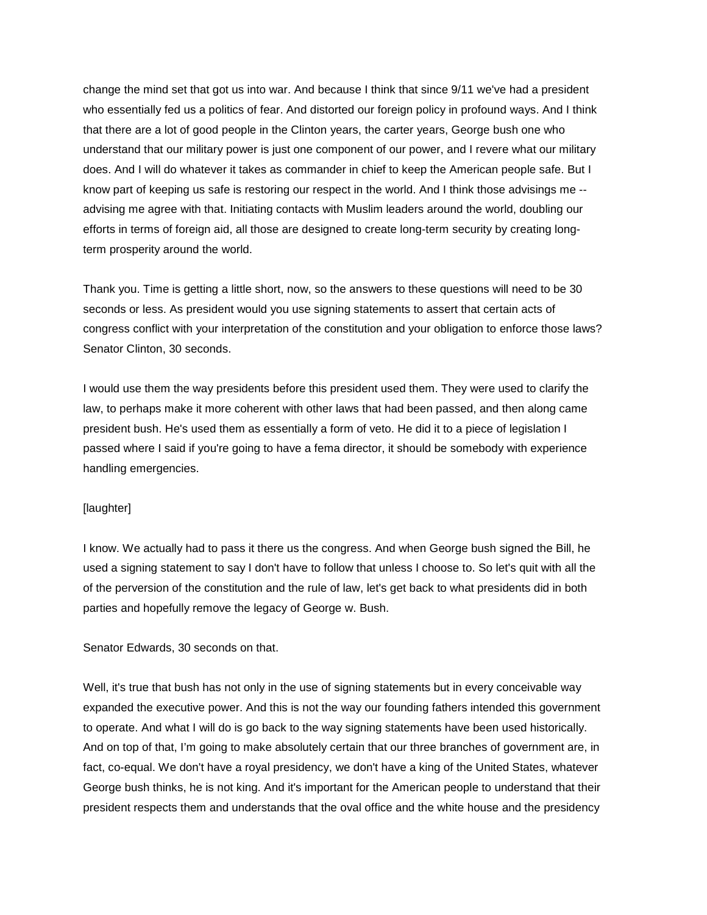change the mind set that got us into war. And because I think that since 9/11 we've had a president who essentially fed us a politics of fear. And distorted our foreign policy in profound ways. And I think that there are a lot of good people in the Clinton years, the carter years, George bush one who understand that our military power is just one component of our power, and I revere what our military does. And I will do whatever it takes as commander in chief to keep the American people safe. But I know part of keeping us safe is restoring our respect in the world. And I think those advisings me -- advising me agree with that. Initiating contacts with Muslim leaders around the world, doubling our efforts in terms of foreign aid, all those are designed to create long-term security by creating long-term prosperity around the world.

Thank you. Time is getting a little short, now, so the answers to these questions will need to be 30 seconds or less. As president would you use signing statements to assert that certain acts of congress conflict with your interpretation of the constitution and your obligation to enforce those laws? Senator Clinton, 30 seconds.

I would use them the way presidents before this president used them. They were used to clarify the law, to perhaps make it more coherent with other laws that had been passed, and then along came president bush. He's used them as essentially a form of veto. He did it to a piece of legislation I passed where I said if you're going to have a fema director, it should be somebody with experience handling emergencies.

[laughter]

I know. We actually had to pass it there us the congress. And when George bush signed the Bill, he used a signing statement to say I don't have to follow that unless I choose to. So let's quit with all the of the perversion of the constitution and the rule of law, let's get back to what presidents did in both parties and hopefully remove the legacy of George w. Bush.

Senator Edwards, 30 seconds on that.

Well, it's true that bush has not only in the use of signing statements but in every conceivable way expanded the executive power. And this is not the way our founding fathers intended this government to operate. And what I will do is go back to the way signing statements have been used historically. And on top of that, I'm going to make absolutely certain that our three branches of government are, in fact, co-equal. We don't have a royal presidency, we don't have a king of the United States, whatever George bush thinks, he is not king. And it's important for the American people to understand that their president respects them and understands that the oval office and the white house and the presidency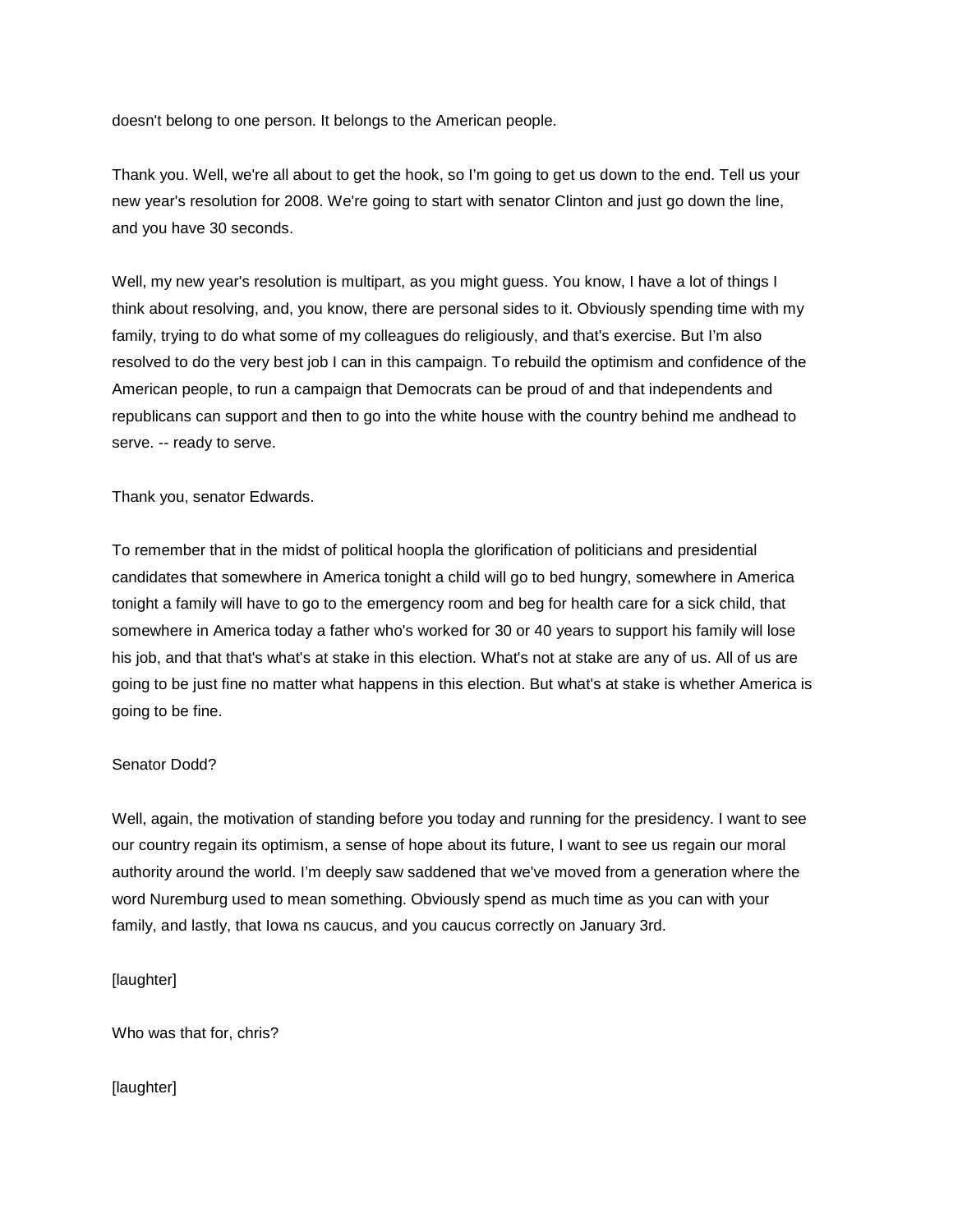doesn't belong to one person. It belongs to the American people.

Thank you. Well, we're all about to get the hook, so I'm going to get us down to the end. Tell us your new year's resolution for 2008. We're going to start with senator Clinton and just go down the line, and you have 30 seconds.

Well, my new year's resolution is multipart, as you might guess. You know, I have a lot of things I think about resolving, and, you know, there are personal sides to it. Obviously spending time with my family, trying to do what some of my colleagues do religiously, and that's exercise. But I'm also resolved to do the very best job I can in this campaign. To rebuild the optimism and confidence of the American people, to run a campaign that Democrats can be proud of and that independents and republicans can support and then to go into the white house with the country behind me andhead to serve. -- ready to serve.

Thank you, senator Edwards.

To remember that in the midst of political hoopla the glorification of politicians and presidential candidates that somewhere in America tonight a child will go to bed hungry, somewhere in America tonight a family will have to go to the emergency room and beg for health care for a sick child, that somewhere in America today a father who's worked for 30 or 40 years to support his family will lose his job, and that that's what's at stake in this election. What's not at stake are any of us. All of us are going to be just fine no matter what happens in this election. But what's at stake is whether America is going to be fine.

Senator Dodd?

Well, again, the motivation of standing before you today and running for the presidency. I want to see our country regain its optimism, a sense of hope about its future, I want to see us regain our moral authority around the world. I'm deeply saw saddened that we've moved from a generation where the word Nuremburg used to mean something. Obviously spend as much time as you can with your family, and lastly, that Iowa ns caucus, and you caucus correctly on January 3rd.

[laughter]

Who was that for, chris?

[laughter]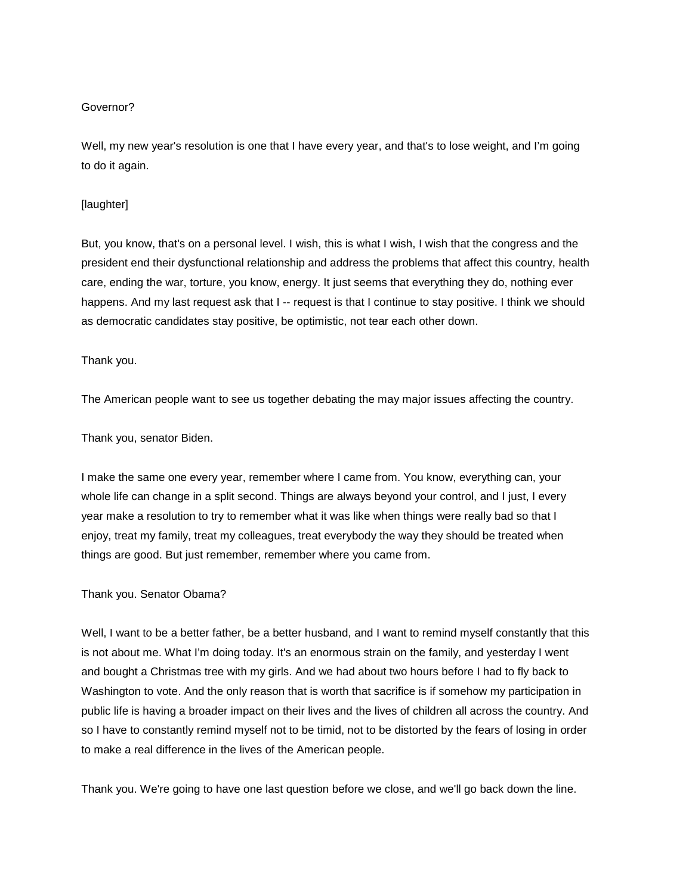Governor?

Well, my new year's resolution is one that I have every year, and that's to lose weight, and I'm going to do it again.

[laughter]

But, you know, that's on a personal level. I wish, this is what I wish, I wish that the congress and the president end their dysfunctional relationship and address the problems that affect this country, health care, ending the war, torture, you know, energy. It just seems that everything they do, nothing ever happens. And my last request ask that I -- request is that I continue to stay positive. I think we should as democratic candidates stay positive, be optimistic, not tear each other down.

Thank you.

The American people want to see us together debating the may major issues affecting the country.

Thank you, senator Biden.

I make the same one every year, remember where I came from. You know, everything can, your whole life can change in a split second. Things are always beyond your control, and I just, I every year make a resolution to try to remember what it was like when things were really bad so that I enjoy, treat my family, treat my colleagues, treat everybody the way they should be treated when things are good. But just remember, remember where you came from.

Thank you. Senator Obama?

Well, I want to be a better father, be a better husband, and I want to remind myself constantly that this is not about me. What I'm doing today. It's an enormous strain on the family, and yesterday I went and bought a Christmas tree with my girls. And we had about two hours before I had to fly back to Washington to vote. And the only reason that is worth that sacrifice is if somehow my participation in public life is having a broader impact on their lives and the lives of children all across the country. And so I have to constantly remind myself not to be timid, not to be distorted by the fears of losing in order to make a real difference in the lives of the American people.

Thank you. We're going to have one last question before we close, and we'll go back down the line.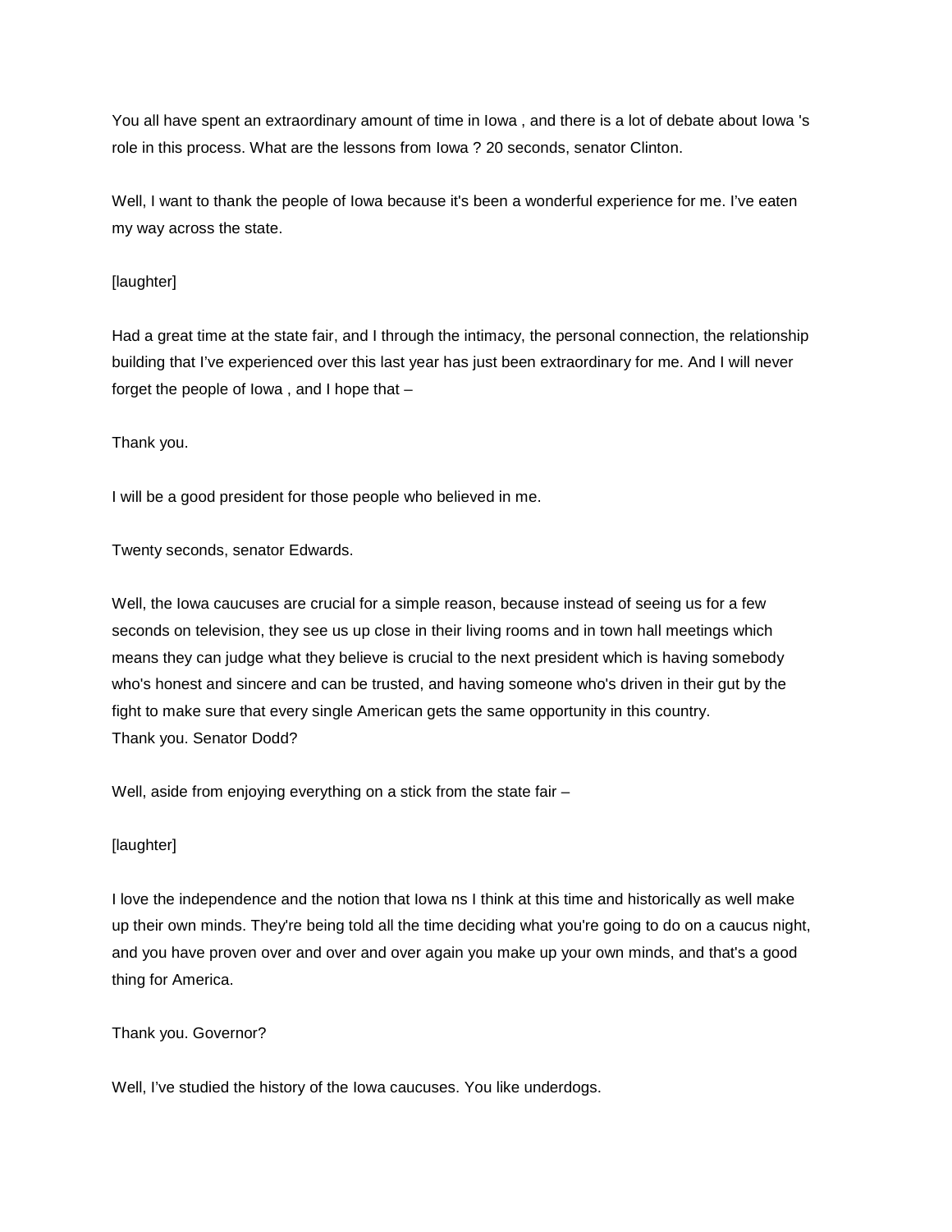You all have spent an extraordinary amount of time in Iowa , and there is a lot of debate about Iowa 's role in this process. What are the lessons from Iowa ? 20 seconds, senator Clinton.

Well, I want to thank the people of Iowa because it's been a wonderful experience for me. I've eaten my way across the state.

[laughter]

Had a great time at the state fair, and I through the intimacy, the personal connection, the relationship building that I've experienced over this last year has just been extraordinary for me. And I will never forget the people of Iowa , and I hope that –

Thank you.

I will be a good president for those people who believed in me.

Twenty seconds, senator Edwards.

Well, the Iowa caucuses are crucial for a simple reason, because instead of seeing us for a few seconds on television, they see us up close in their living rooms and in town hall meetings which means they can judge what they believe is crucial to the next president which is having somebody who's honest and sincere and can be trusted, and having someone who's driven in their gut by the fight to make sure that every single American gets the same opportunity in this country.
Thank you. Senator Dodd?

Well, aside from enjoying everything on a stick from the state fair –

[laughter]

I love the independence and the notion that Iowa ns I think at this time and historically as well make up their own minds. They're being told all the time deciding what you're going to do on a caucus night, and you have proven over and over and over again you make up your own minds, and that's a good thing for America.

Thank you. Governor?

Well, I've studied the history of the Iowa caucuses. You like underdogs.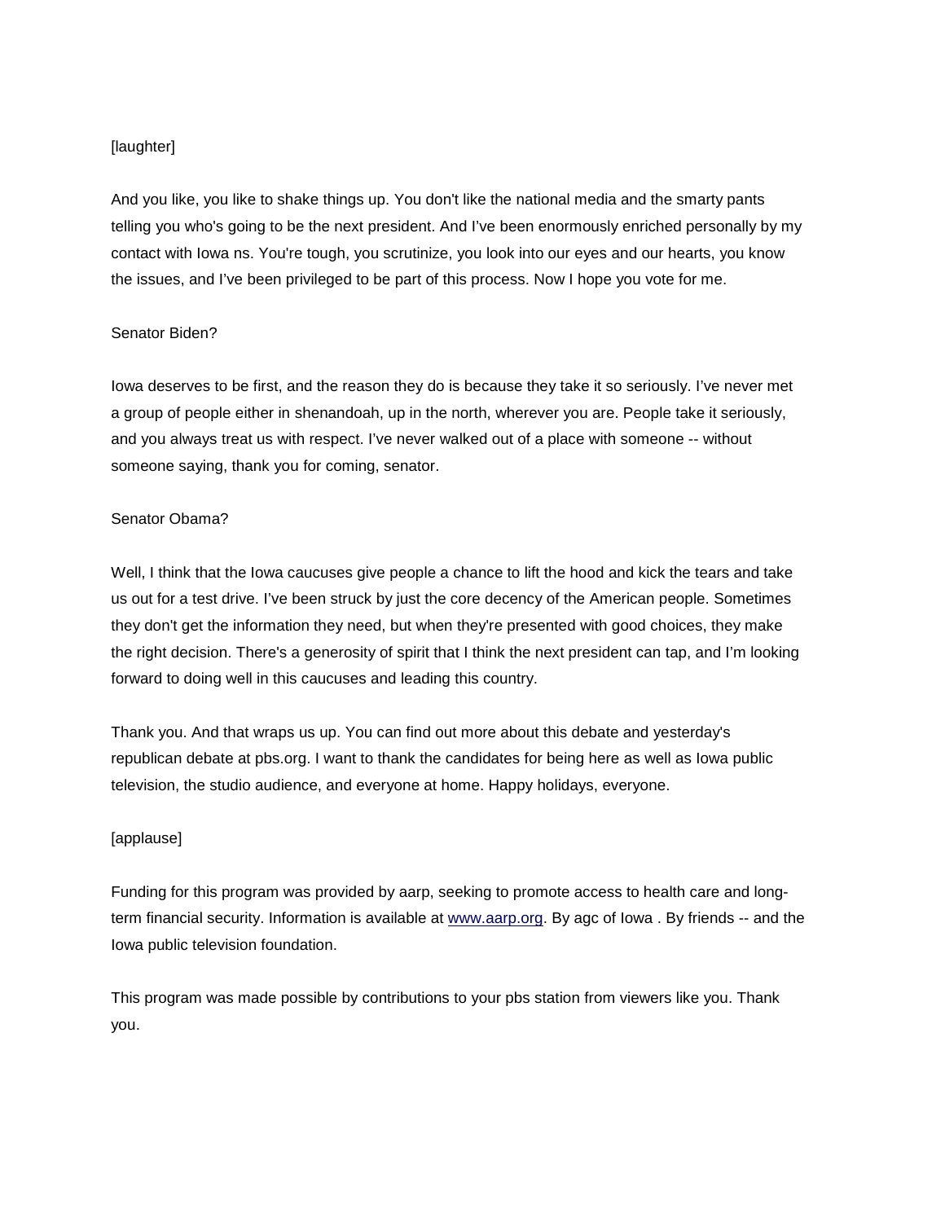[laughter]

And you like, you like to shake things up. You don't like the national media and the smarty pants telling you who's going to be the next president. And I've been enormously enriched personally by my contact with Iowa ns. You're tough, you scrutinize, you look into our eyes and our hearts, you know the issues, and I've been privileged to be part of this process. Now I hope you vote for me.

Senator Biden?

Iowa deserves to be first, and the reason they do is because they take it so seriously. I've never met a group of people either in shenandoah, up in the north, wherever you are. People take it seriously, and you always treat us with respect. I've never walked out of a place with someone -- without someone saying, thank you for coming, senator.

Senator Obama?

Well, I think that the Iowa caucuses give people a chance to lift the hood and kick the tears and take us out for a test drive. I've been struck by just the core decency of the American people. Sometimes they don't get the information they need, but when they're presented with good choices, they make the right decision. There's a generosity of spirit that I think the next president can tap, and I'm looking forward to doing well in this caucuses and leading this country.

Thank you. And that wraps us up. You can find out more about this debate and yesterday's republican debate at pbs.org. I want to thank the candidates for being here as well as Iowa public television, the studio audience, and everyone at home. Happy holidays, everyone.

[applause]

Funding for this program was provided by aarp, seeking to promote access to health care and long-term financial security. Information is available at www.aarp.org. By agc of Iowa . By friends -- and the Iowa public television foundation.

This program was made possible by contributions to your pbs station from viewers like you. Thank you.